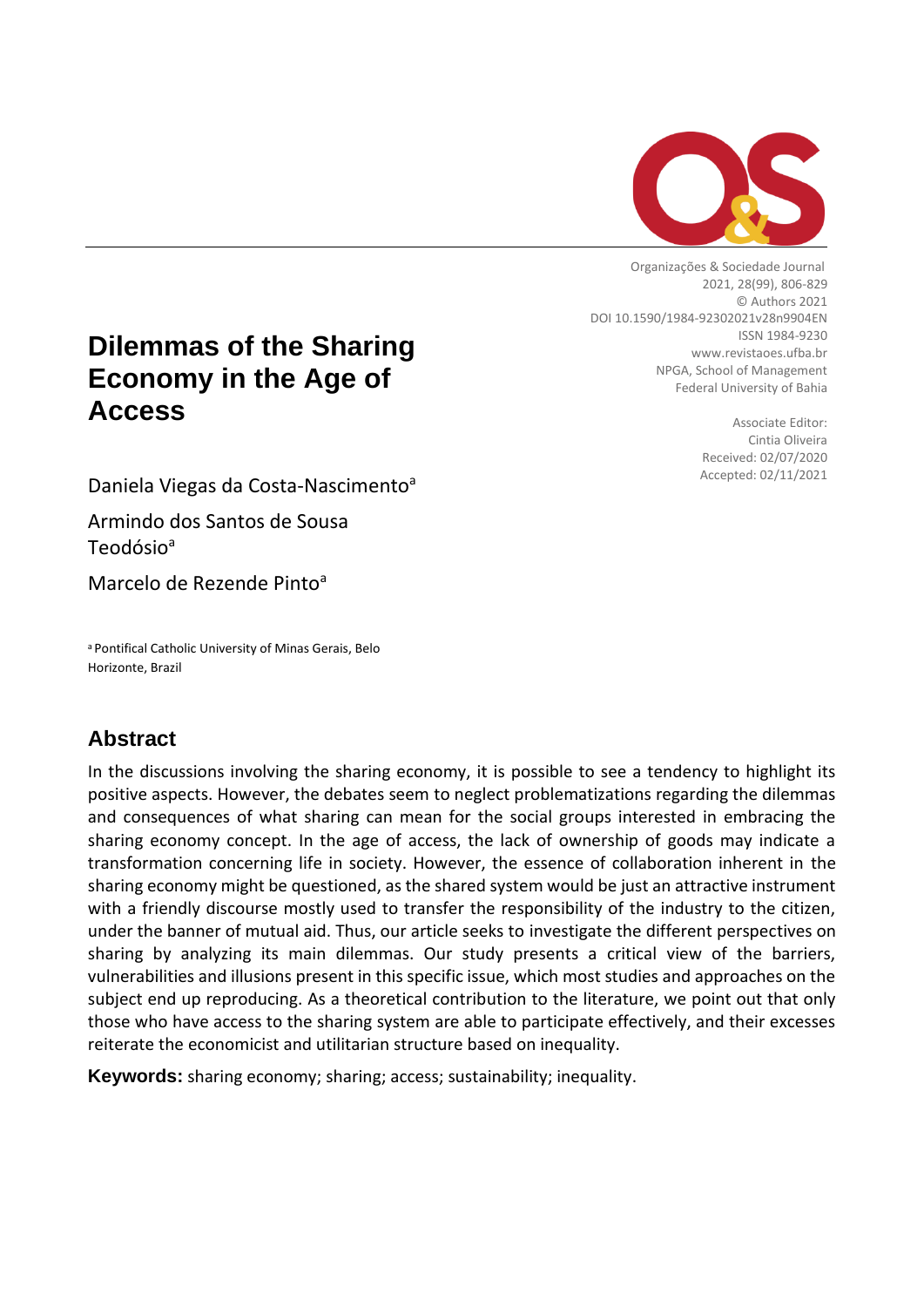Organizações & Sociedade Journal
2021, 28(99), 806-829
© Authors 2021
DOI 10.1590/1984-92302021v28n9904EN
ISSN 1984-9230
www.revistaoes.ufba.br
NPGA, School of Management
Federal University of Bahia

Associate Editor:
Cintia Oliveira
Received: 02/07/2020
Accepted: 02/11/2021

# Dilemmas of the Sharing Economy in the Age of Access

Daniela Viegas da Costa-Nascimento[a]

Armindo dos Santos de Sousa Teodósio[a]

Marcelo de Rezende Pinto[a]

[a] Pontifical Catholic University of Minas Gerais, Belo Horizonte, Brazil

## Abstract

In the discussions involving the sharing economy, it is possible to see a tendency to highlight its positive aspects. However, the debates seem to neglect problematizations regarding the dilemmas and consequences of what sharing can mean for the social groups interested in embracing the sharing economy concept. In the age of access, the lack of ownership of goods may indicate a transformation concerning life in society. However, the essence of collaboration inherent in the sharing economy might be questioned, as the shared system would be just an attractive instrument with a friendly discourse mostly used to transfer the responsibility of the industry to the citizen, under the banner of mutual aid. Thus, our article seeks to investigate the different perspectives on sharing by analyzing its main dilemmas. Our study presents a critical view of the barriers, vulnerabilities and illusions present in this specific issue, which most studies and approaches on the subject end up reproducing. As a theoretical contribution to the literature, we point out that only those who have access to the sharing system are able to participate effectively, and their excesses reiterate the economicist and utilitarian structure based on inequality.

**Keywords:** sharing economy; sharing; access; sustainability; inequality.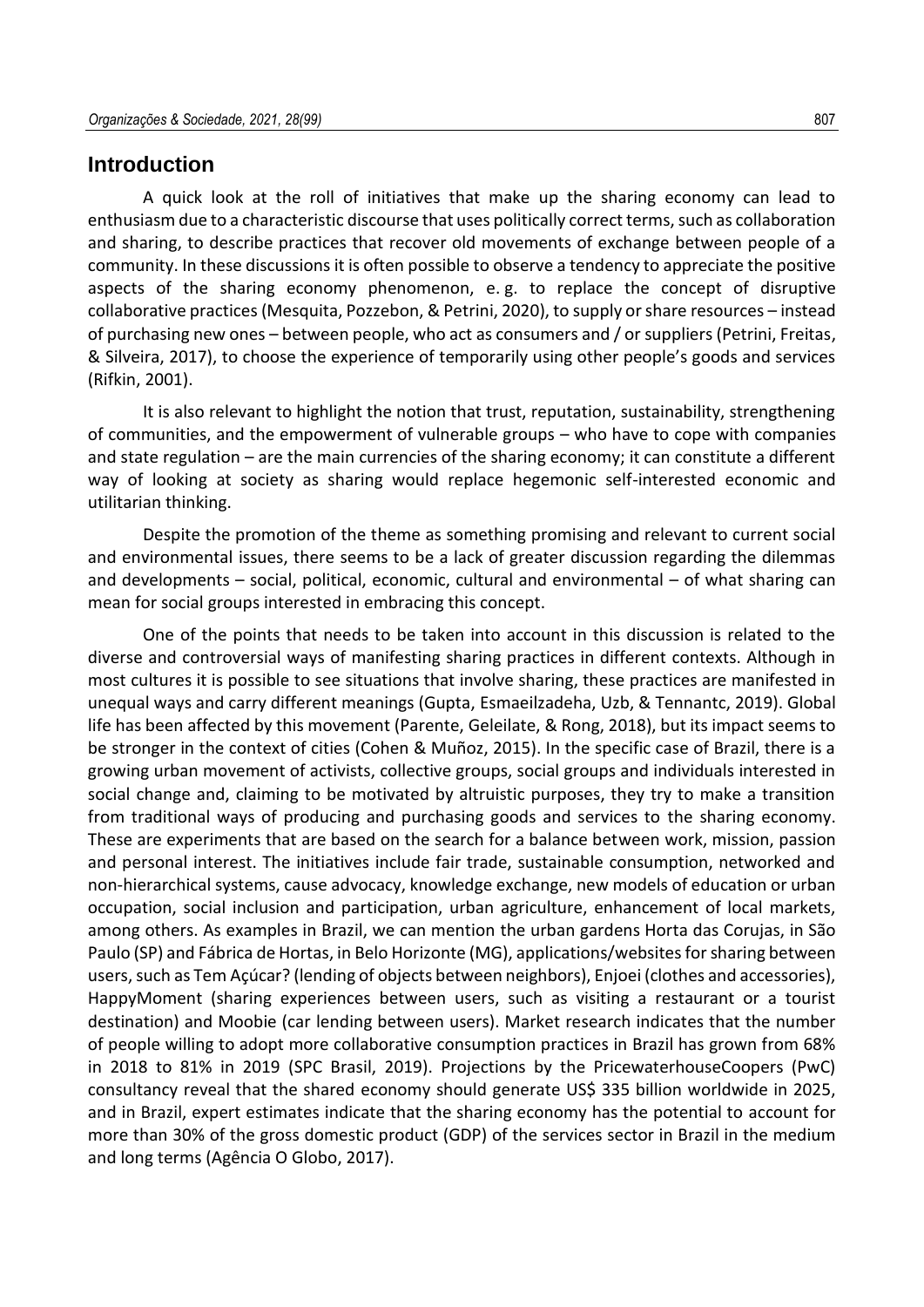## Introduction

A quick look at the roll of initiatives that make up the sharing economy can lead to enthusiasm due to a characteristic discourse that uses politically correct terms, such as collaboration and sharing, to describe practices that recover old movements of exchange between people of a community. In these discussions it is often possible to observe a tendency to appreciate the positive aspects of the sharing economy phenomenon, e. g. to replace the concept of disruptive collaborative practices (Mesquita, Pozzebon, & Petrini, 2020), to supply or share resources – instead of purchasing new ones – between people, who act as consumers and / or suppliers (Petrini, Freitas, & Silveira, 2017), to choose the experience of temporarily using other people's goods and services (Rifkin, 2001).

It is also relevant to highlight the notion that trust, reputation, sustainability, strengthening of communities, and the empowerment of vulnerable groups – who have to cope with companies and state regulation – are the main currencies of the sharing economy; it can constitute a different way of looking at society as sharing would replace hegemonic self-interested economic and utilitarian thinking.

Despite the promotion of the theme as something promising and relevant to current social and environmental issues, there seems to be a lack of greater discussion regarding the dilemmas and developments – social, political, economic, cultural and environmental – of what sharing can mean for social groups interested in embracing this concept.

One of the points that needs to be taken into account in this discussion is related to the diverse and controversial ways of manifesting sharing practices in different contexts. Although in most cultures it is possible to see situations that involve sharing, these practices are manifested in unequal ways and carry different meanings (Gupta, Esmaeilzadeha, Uzb, & Tennantc, 2019). Global life has been affected by this movement (Parente, Geleilate, & Rong, 2018), but its impact seems to be stronger in the context of cities (Cohen & Muñoz, 2015). In the specific case of Brazil, there is a growing urban movement of activists, collective groups, social groups and individuals interested in social change and, claiming to be motivated by altruistic purposes, they try to make a transition from traditional ways of producing and purchasing goods and services to the sharing economy. These are experiments that are based on the search for a balance between work, mission, passion and personal interest. The initiatives include fair trade, sustainable consumption, networked and non-hierarchical systems, cause advocacy, knowledge exchange, new models of education or urban occupation, social inclusion and participation, urban agriculture, enhancement of local markets, among others. As examples in Brazil, we can mention the urban gardens Horta das Corujas, in São Paulo (SP) and Fábrica de Hortas, in Belo Horizonte (MG), applications/websites for sharing between users, such as Tem Açúcar? (lending of objects between neighbors), Enjoei (clothes and accessories), HappyMoment (sharing experiences between users, such as visiting a restaurant or a tourist destination) and Moobie (car lending between users). Market research indicates that the number of people willing to adopt more collaborative consumption practices in Brazil has grown from 68% in 2018 to 81% in 2019 (SPC Brasil, 2019). Projections by the PricewaterhouseCoopers (PwC) consultancy reveal that the shared economy should generate US$ 335 billion worldwide in 2025, and in Brazil, expert estimates indicate that the sharing economy has the potential to account for more than 30% of the gross domestic product (GDP) of the services sector in Brazil in the medium and long terms (Agência O Globo, 2017).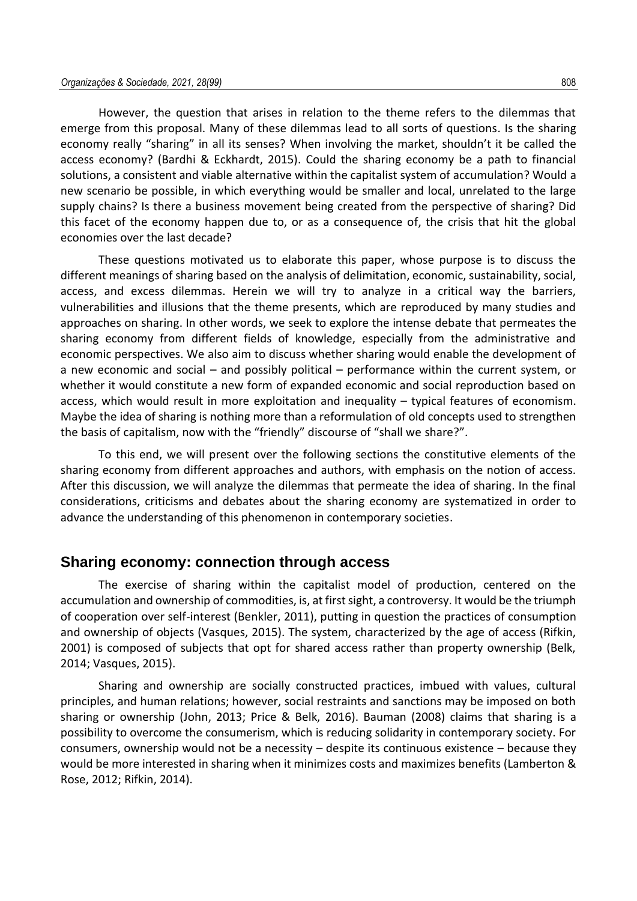However, the question that arises in relation to the theme refers to the dilemmas that emerge from this proposal. Many of these dilemmas lead to all sorts of questions. Is the sharing economy really "sharing" in all its senses? When involving the market, shouldn't it be called the access economy? (Bardhi & Eckhardt, 2015). Could the sharing economy be a path to financial solutions, a consistent and viable alternative within the capitalist system of accumulation? Would a new scenario be possible, in which everything would be smaller and local, unrelated to the large supply chains? Is there a business movement being created from the perspective of sharing? Did this facet of the economy happen due to, or as a consequence of, the crisis that hit the global economies over the last decade?

These questions motivated us to elaborate this paper, whose purpose is to discuss the different meanings of sharing based on the analysis of delimitation, economic, sustainability, social, access, and excess dilemmas. Herein we will try to analyze in a critical way the barriers, vulnerabilities and illusions that the theme presents, which are reproduced by many studies and approaches on sharing. In other words, we seek to explore the intense debate that permeates the sharing economy from different fields of knowledge, especially from the administrative and economic perspectives. We also aim to discuss whether sharing would enable the development of a new economic and social – and possibly political – performance within the current system, or whether it would constitute a new form of expanded economic and social reproduction based on access, which would result in more exploitation and inequality – typical features of economism. Maybe the idea of sharing is nothing more than a reformulation of old concepts used to strengthen the basis of capitalism, now with the "friendly" discourse of "shall we share?".

To this end, we will present over the following sections the constitutive elements of the sharing economy from different approaches and authors, with emphasis on the notion of access. After this discussion, we will analyze the dilemmas that permeate the idea of sharing. In the final considerations, criticisms and debates about the sharing economy are systematized in order to advance the understanding of this phenomenon in contemporary societies.

## Sharing economy: connection through access

The exercise of sharing within the capitalist model of production, centered on the accumulation and ownership of commodities, is, at first sight, a controversy. It would be the triumph of cooperation over self-interest (Benkler, 2011), putting in question the practices of consumption and ownership of objects (Vasques, 2015). The system, characterized by the age of access (Rifkin, 2001) is composed of subjects that opt for shared access rather than property ownership (Belk, 2014; Vasques, 2015).

Sharing and ownership are socially constructed practices, imbued with values, cultural principles, and human relations; however, social restraints and sanctions may be imposed on both sharing or ownership (John, 2013; Price & Belk, 2016). Bauman (2008) claims that sharing is a possibility to overcome the consumerism, which is reducing solidarity in contemporary society. For consumers, ownership would not be a necessity – despite its continuous existence – because they would be more interested in sharing when it minimizes costs and maximizes benefits (Lamberton & Rose, 2012; Rifkin, 2014).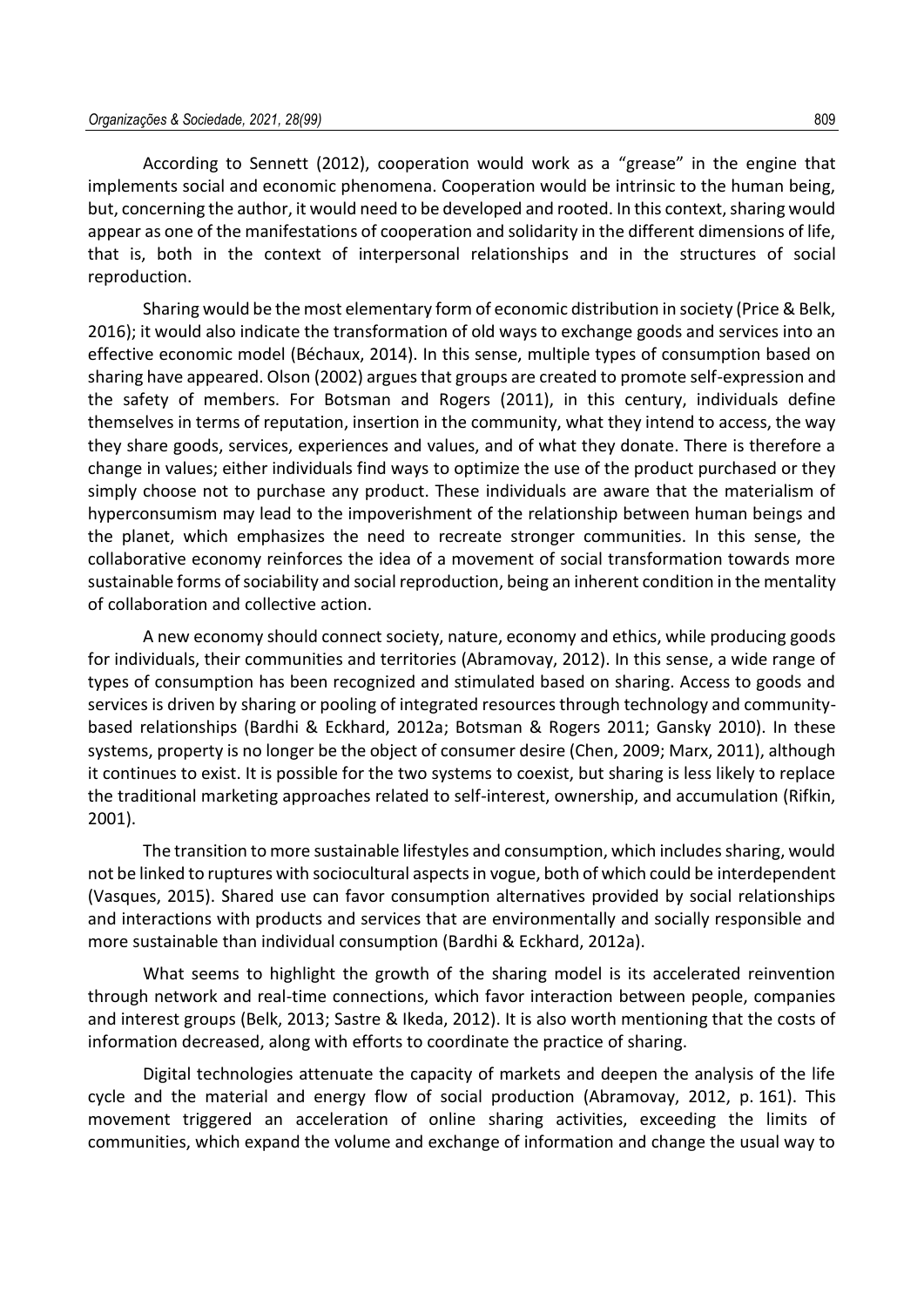According to Sennett (2012), cooperation would work as a "grease" in the engine that implements social and economic phenomena. Cooperation would be intrinsic to the human being, but, concerning the author, it would need to be developed and rooted. In this context, sharing would appear as one of the manifestations of cooperation and solidarity in the different dimensions of life, that is, both in the context of interpersonal relationships and in the structures of social reproduction.

Sharing would be the most elementary form of economic distribution in society (Price & Belk, 2016); it would also indicate the transformation of old ways to exchange goods and services into an effective economic model (Béchaux, 2014). In this sense, multiple types of consumption based on sharing have appeared. Olson (2002) argues that groups are created to promote self-expression and the safety of members. For Botsman and Rogers (2011), in this century, individuals define themselves in terms of reputation, insertion in the community, what they intend to access, the way they share goods, services, experiences and values, and of what they donate. There is therefore a change in values; either individuals find ways to optimize the use of the product purchased or they simply choose not to purchase any product. These individuals are aware that the materialism of hyperconsumism may lead to the impoverishment of the relationship between human beings and the planet, which emphasizes the need to recreate stronger communities. In this sense, the collaborative economy reinforces the idea of a movement of social transformation towards more sustainable forms of sociability and social reproduction, being an inherent condition in the mentality of collaboration and collective action.

A new economy should connect society, nature, economy and ethics, while producing goods for individuals, their communities and territories (Abramovay, 2012). In this sense, a wide range of types of consumption has been recognized and stimulated based on sharing. Access to goods and services is driven by sharing or pooling of integrated resources through technology and community-based relationships (Bardhi & Eckhard, 2012a; Botsman & Rogers 2011; Gansky 2010). In these systems, property is no longer be the object of consumer desire (Chen, 2009; Marx, 2011), although it continues to exist. It is possible for the two systems to coexist, but sharing is less likely to replace the traditional marketing approaches related to self-interest, ownership, and accumulation (Rifkin, 2001).

The transition to more sustainable lifestyles and consumption, which includes sharing, would not be linked to ruptures with sociocultural aspects in vogue, both of which could be interdependent (Vasques, 2015). Shared use can favor consumption alternatives provided by social relationships and interactions with products and services that are environmentally and socially responsible and more sustainable than individual consumption (Bardhi & Eckhard, 2012a).

What seems to highlight the growth of the sharing model is its accelerated reinvention through network and real-time connections, which favor interaction between people, companies and interest groups (Belk, 2013; Sastre & Ikeda, 2012). It is also worth mentioning that the costs of information decreased, along with efforts to coordinate the practice of sharing.

Digital technologies attenuate the capacity of markets and deepen the analysis of the life cycle and the material and energy flow of social production (Abramovay, 2012, p. 161). This movement triggered an acceleration of online sharing activities, exceeding the limits of communities, which expand the volume and exchange of information and change the usual way to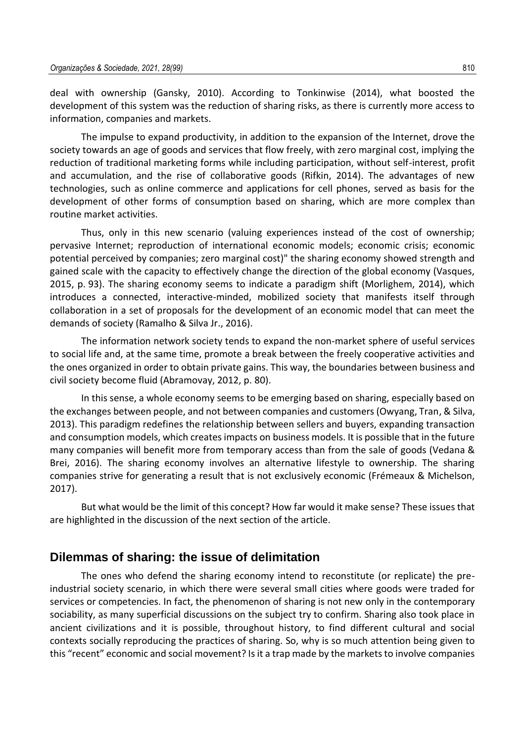deal with ownership (Gansky, 2010). According to Tonkinwise (2014), what boosted the development of this system was the reduction of sharing risks, as there is currently more access to information, companies and markets.

The impulse to expand productivity, in addition to the expansion of the Internet, drove the society towards an age of goods and services that flow freely, with zero marginal cost, implying the reduction of traditional marketing forms while including participation, without self-interest, profit and accumulation, and the rise of collaborative goods (Rifkin, 2014). The advantages of new technologies, such as online commerce and applications for cell phones, served as basis for the development of other forms of consumption based on sharing, which are more complex than routine market activities.

Thus, only in this new scenario (valuing experiences instead of the cost of ownership; pervasive Internet; reproduction of international economic models; economic crisis; economic potential perceived by companies; zero marginal cost)" the sharing economy showed strength and gained scale with the capacity to effectively change the direction of the global economy (Vasques, 2015, p. 93). The sharing economy seems to indicate a paradigm shift (Morlighem, 2014), which introduces a connected, interactive-minded, mobilized society that manifests itself through collaboration in a set of proposals for the development of an economic model that can meet the demands of society (Ramalho & Silva Jr., 2016).

The information network society tends to expand the non-market sphere of useful services to social life and, at the same time, promote a break between the freely cooperative activities and the ones organized in order to obtain private gains. This way, the boundaries between business and civil society become fluid (Abramovay, 2012, p. 80).

In this sense, a whole economy seems to be emerging based on sharing, especially based on the exchanges between people, and not between companies and customers (Owyang, Tran, & Silva, 2013). This paradigm redefines the relationship between sellers and buyers, expanding transaction and consumption models, which creates impacts on business models. It is possible that in the future many companies will benefit more from temporary access than from the sale of goods (Vedana & Brei, 2016). The sharing economy involves an alternative lifestyle to ownership. The sharing companies strive for generating a result that is not exclusively economic (Frémeaux & Michelson, 2017).

But what would be the limit of this concept? How far would it make sense? These issues that are highlighted in the discussion of the next section of the article.

## Dilemmas of sharing: the issue of delimitation

The ones who defend the sharing economy intend to reconstitute (or replicate) the pre-industrial society scenario, in which there were several small cities where goods were traded for services or competencies. In fact, the phenomenon of sharing is not new only in the contemporary sociability, as many superficial discussions on the subject try to confirm. Sharing also took place in ancient civilizations and it is possible, throughout history, to find different cultural and social contexts socially reproducing the practices of sharing. So, why is so much attention being given to this "recent" economic and social movement? Is it a trap made by the markets to involve companies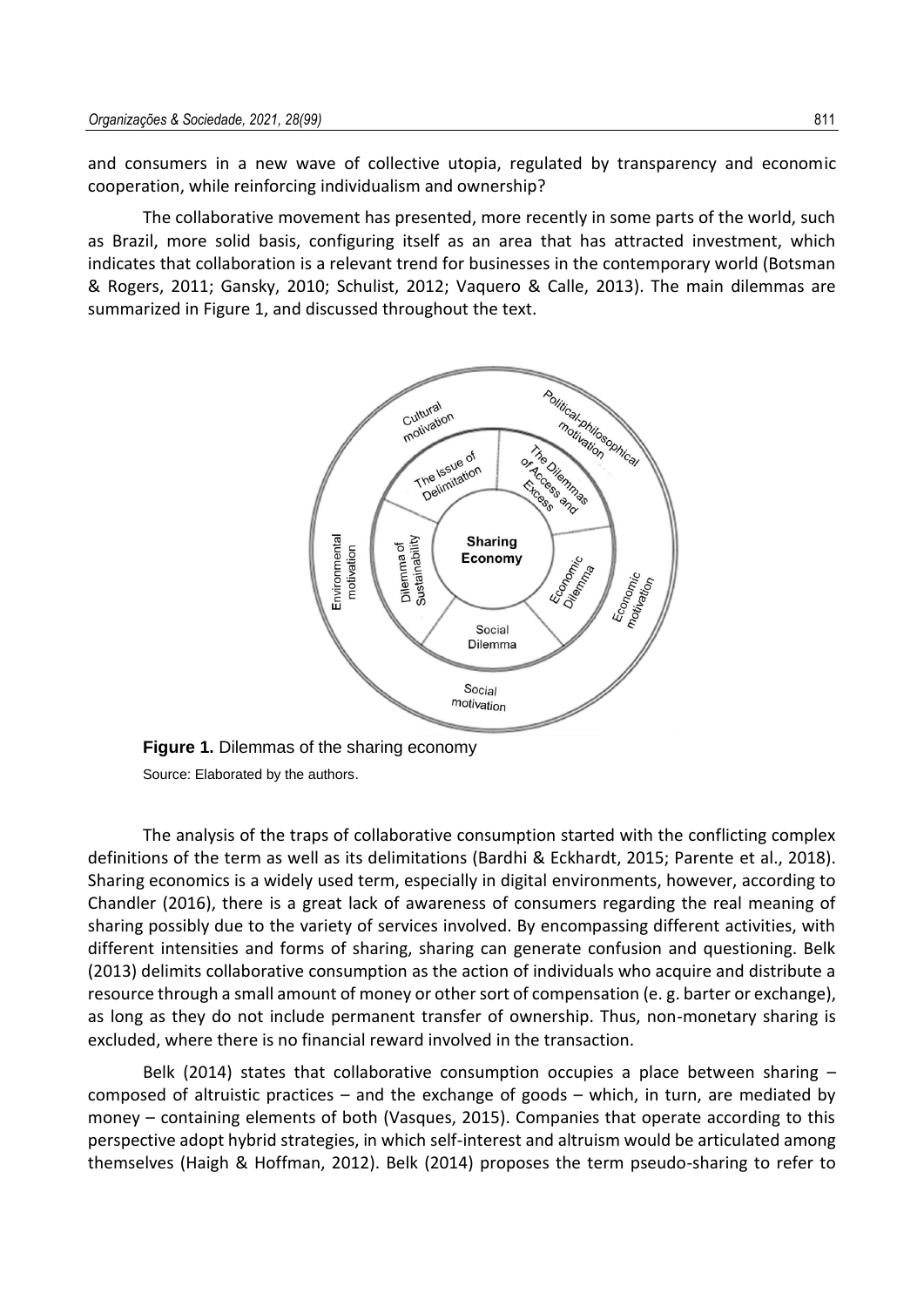and consumers in a new wave of collective utopia, regulated by transparency and economic cooperation, while reinforcing individualism and ownership?

The collaborative movement has presented, more recently in some parts of the world, such as Brazil, more solid basis, configuring itself as an area that has attracted investment, which indicates that collaboration is a relevant trend for businesses in the contemporary world (Botsman & Rogers, 2011; Gansky, 2010; Schulist, 2012; Vaquero & Calle, 2013). The main dilemmas are summarized in Figure 1, and discussed throughout the text.

**Figure 1.** Dilemmas of the sharing economy

Source: Elaborated by the authors.

The analysis of the traps of collaborative consumption started with the conflicting complex definitions of the term as well as its delimitations (Bardhi & Eckhardt, 2015; Parente et al., 2018). Sharing economics is a widely used term, especially in digital environments, however, according to Chandler (2016), there is a great lack of awareness of consumers regarding the real meaning of sharing possibly due to the variety of services involved. By encompassing different activities, with different intensities and forms of sharing, sharing can generate confusion and questioning. Belk (2013) delimits collaborative consumption as the action of individuals who acquire and distribute a resource through a small amount of money or other sort of compensation (e. g. barter or exchange), as long as they do not include permanent transfer of ownership. Thus, non-monetary sharing is excluded, where there is no financial reward involved in the transaction.

Belk (2014) states that collaborative consumption occupies a place between sharing – composed of altruistic practices – and the exchange of goods – which, in turn, are mediated by money – containing elements of both (Vasques, 2015). Companies that operate according to this perspective adopt hybrid strategies, in which self-interest and altruism would be articulated among themselves (Haigh & Hoffman, 2012). Belk (2014) proposes the term pseudo-sharing to refer to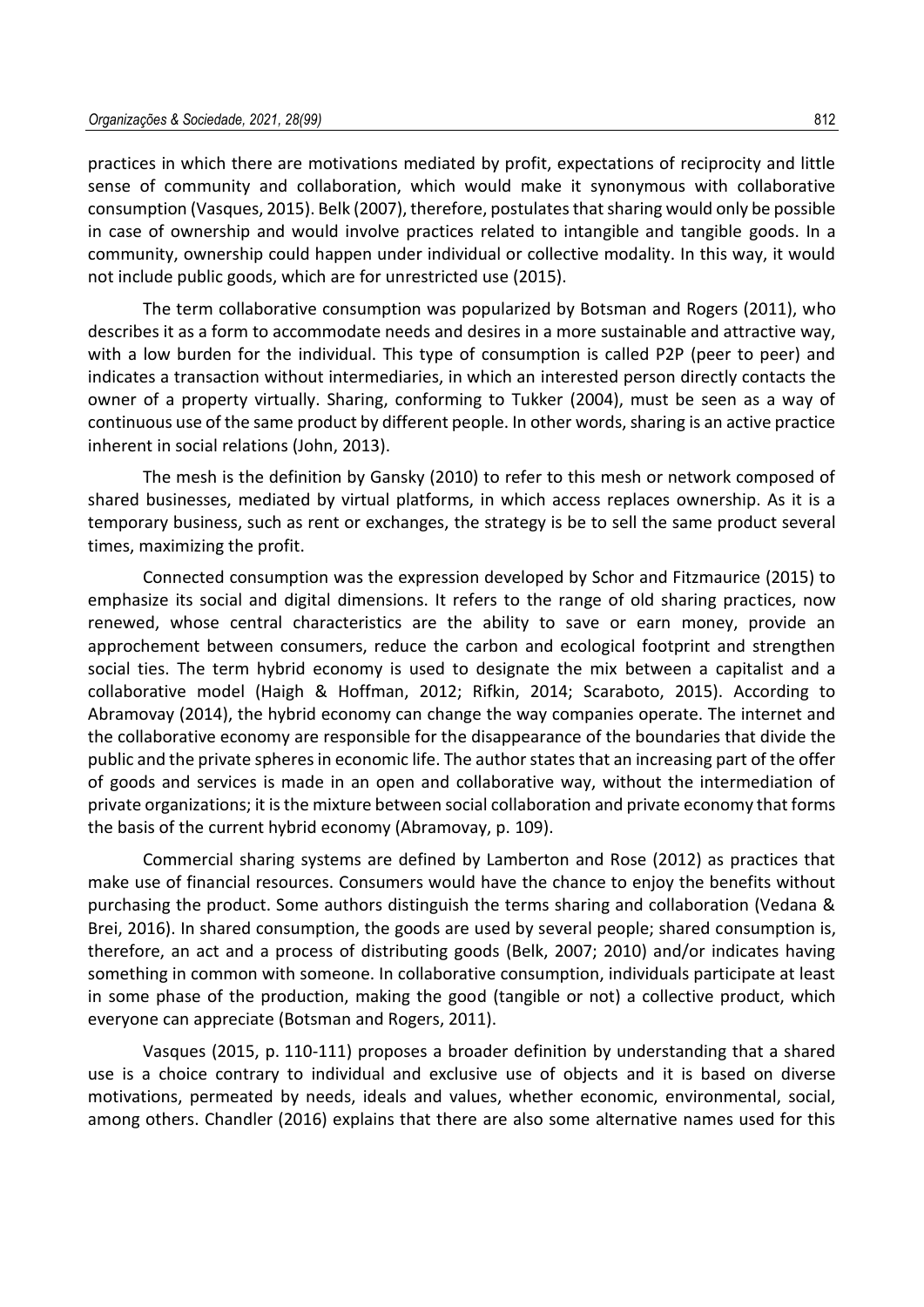practices in which there are motivations mediated by profit, expectations of reciprocity and little sense of community and collaboration, which would make it synonymous with collaborative consumption (Vasques, 2015). Belk (2007), therefore, postulates that sharing would only be possible in case of ownership and would involve practices related to intangible and tangible goods. In a community, ownership could happen under individual or collective modality. In this way, it would not include public goods, which are for unrestricted use (2015).

The term collaborative consumption was popularized by Botsman and Rogers (2011), who describes it as a form to accommodate needs and desires in a more sustainable and attractive way, with a low burden for the individual. This type of consumption is called P2P (peer to peer) and indicates a transaction without intermediaries, in which an interested person directly contacts the owner of a property virtually. Sharing, conforming to Tukker (2004), must be seen as a way of continuous use of the same product by different people. In other words, sharing is an active practice inherent in social relations (John, 2013).

The mesh is the definition by Gansky (2010) to refer to this mesh or network composed of shared businesses, mediated by virtual platforms, in which access replaces ownership. As it is a temporary business, such as rent or exchanges, the strategy is be to sell the same product several times, maximizing the profit.

Connected consumption was the expression developed by Schor and Fitzmaurice (2015) to emphasize its social and digital dimensions. It refers to the range of old sharing practices, now renewed, whose central characteristics are the ability to save or earn money, provide an approchement between consumers, reduce the carbon and ecological footprint and strengthen social ties. The term hybrid economy is used to designate the mix between a capitalist and a collaborative model (Haigh & Hoffman, 2012; Rifkin, 2014; Scaraboto, 2015). According to Abramovay (2014), the hybrid economy can change the way companies operate. The internet and the collaborative economy are responsible for the disappearance of the boundaries that divide the public and the private spheres in economic life. The author states that an increasing part of the offer of goods and services is made in an open and collaborative way, without the intermediation of private organizations; it is the mixture between social collaboration and private economy that forms the basis of the current hybrid economy (Abramovay, p. 109).

Commercial sharing systems are defined by Lamberton and Rose (2012) as practices that make use of financial resources. Consumers would have the chance to enjoy the benefits without purchasing the product. Some authors distinguish the terms sharing and collaboration (Vedana & Brei, 2016). In shared consumption, the goods are used by several people; shared consumption is, therefore, an act and a process of distributing goods (Belk, 2007; 2010) and/or indicates having something in common with someone. In collaborative consumption, individuals participate at least in some phase of the production, making the good (tangible or not) a collective product, which everyone can appreciate (Botsman and Rogers, 2011).

Vasques (2015, p. 110-111) proposes a broader definition by understanding that a shared use is a choice contrary to individual and exclusive use of objects and it is based on diverse motivations, permeated by needs, ideals and values, whether economic, environmental, social, among others. Chandler (2016) explains that there are also some alternative names used for this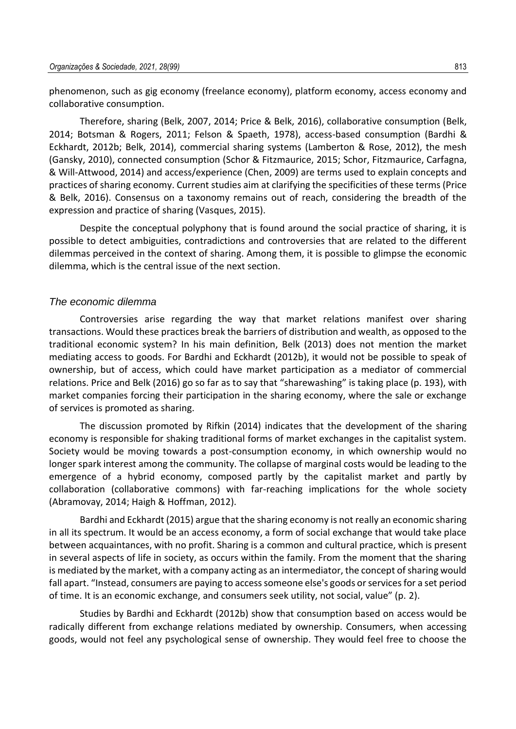phenomenon, such as gig economy (freelance economy), platform economy, access economy and collaborative consumption.

Therefore, sharing (Belk, 2007, 2014; Price & Belk, 2016), collaborative consumption (Belk, 2014; Botsman & Rogers, 2011; Felson & Spaeth, 1978), access-based consumption (Bardhi & Eckhardt, 2012b; Belk, 2014), commercial sharing systems (Lamberton & Rose, 2012), the mesh (Gansky, 2010), connected consumption (Schor & Fitzmaurice, 2015; Schor, Fitzmaurice, Carfagna, & Will-Attwood, 2014) and access/experience (Chen, 2009) are terms used to explain concepts and practices of sharing economy. Current studies aim at clarifying the specificities of these terms (Price & Belk, 2016). Consensus on a taxonomy remains out of reach, considering the breadth of the expression and practice of sharing (Vasques, 2015).

Despite the conceptual polyphony that is found around the social practice of sharing, it is possible to detect ambiguities, contradictions and controversies that are related to the different dilemmas perceived in the context of sharing. Among them, it is possible to glimpse the economic dilemma, which is the central issue of the next section.

### *The economic dilemma*

Controversies arise regarding the way that market relations manifest over sharing transactions. Would these practices break the barriers of distribution and wealth, as opposed to the traditional economic system? In his main definition, Belk (2013) does not mention the market mediating access to goods. For Bardhi and Eckhardt (2012b), it would not be possible to speak of ownership, but of access, which could have market participation as a mediator of commercial relations. Price and Belk (2016) go so far as to say that "sharewashing" is taking place (p. 193), with market companies forcing their participation in the sharing economy, where the sale or exchange of services is promoted as sharing.

The discussion promoted by Rifkin (2014) indicates that the development of the sharing economy is responsible for shaking traditional forms of market exchanges in the capitalist system. Society would be moving towards a post-consumption economy, in which ownership would no longer spark interest among the community. The collapse of marginal costs would be leading to the emergence of a hybrid economy, composed partly by the capitalist market and partly by collaboration (collaborative commons) with far-reaching implications for the whole society (Abramovay, 2014; Haigh & Hoffman, 2012).

Bardhi and Eckhardt (2015) argue that the sharing economy is not really an economic sharing in all its spectrum. It would be an access economy, a form of social exchange that would take place between acquaintances, with no profit. Sharing is a common and cultural practice, which is present in several aspects of life in society, as occurs within the family. From the moment that the sharing is mediated by the market, with a company acting as an intermediator, the concept of sharing would fall apart. "Instead, consumers are paying to access someone else's goods or services for a set period of time. It is an economic exchange, and consumers seek utility, not social, value" (p. 2).

Studies by Bardhi and Eckhardt (2012b) show that consumption based on access would be radically different from exchange relations mediated by ownership. Consumers, when accessing goods, would not feel any psychological sense of ownership. They would feel free to choose the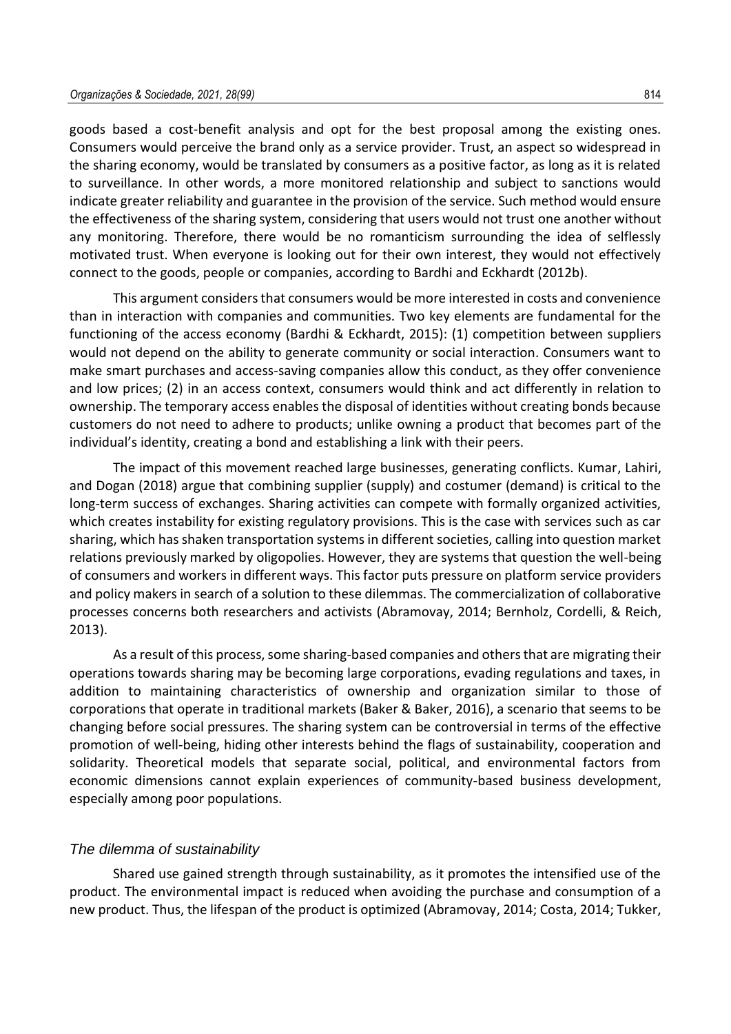goods based a cost-benefit analysis and opt for the best proposal among the existing ones. Consumers would perceive the brand only as a service provider. Trust, an aspect so widespread in the sharing economy, would be translated by consumers as a positive factor, as long as it is related to surveillance. In other words, a more monitored relationship and subject to sanctions would indicate greater reliability and guarantee in the provision of the service. Such method would ensure the effectiveness of the sharing system, considering that users would not trust one another without any monitoring. Therefore, there would be no romanticism surrounding the idea of selflessly motivated trust. When everyone is looking out for their own interest, they would not effectively connect to the goods, people or companies, according to Bardhi and Eckhardt (2012b).

This argument considers that consumers would be more interested in costs and convenience than in interaction with companies and communities. Two key elements are fundamental for the functioning of the access economy (Bardhi & Eckhardt, 2015): (1) competition between suppliers would not depend on the ability to generate community or social interaction. Consumers want to make smart purchases and access-saving companies allow this conduct, as they offer convenience and low prices; (2) in an access context, consumers would think and act differently in relation to ownership. The temporary access enables the disposal of identities without creating bonds because customers do not need to adhere to products; unlike owning a product that becomes part of the individual's identity, creating a bond and establishing a link with their peers.

The impact of this movement reached large businesses, generating conflicts. Kumar, Lahiri, and Dogan (2018) argue that combining supplier (supply) and costumer (demand) is critical to the long-term success of exchanges. Sharing activities can compete with formally organized activities, which creates instability for existing regulatory provisions. This is the case with services such as car sharing, which has shaken transportation systems in different societies, calling into question market relations previously marked by oligopolies. However, they are systems that question the well-being of consumers and workers in different ways. This factor puts pressure on platform service providers and policy makers in search of a solution to these dilemmas. The commercialization of collaborative processes concerns both researchers and activists (Abramovay, 2014; Bernholz, Cordelli, & Reich, 2013).

As a result of this process, some sharing-based companies and others that are migrating their operations towards sharing may be becoming large corporations, evading regulations and taxes, in addition to maintaining characteristics of ownership and organization similar to those of corporations that operate in traditional markets (Baker & Baker, 2016), a scenario that seems to be changing before social pressures. The sharing system can be controversial in terms of the effective promotion of well-being, hiding other interests behind the flags of sustainability, cooperation and solidarity. Theoretical models that separate social, political, and environmental factors from economic dimensions cannot explain experiences of community-based business development, especially among poor populations.

### *The dilemma of sustainability*

Shared use gained strength through sustainability, as it promotes the intensified use of the product. The environmental impact is reduced when avoiding the purchase and consumption of a new product. Thus, the lifespan of the product is optimized (Abramovay, 2014; Costa, 2014; Tukker,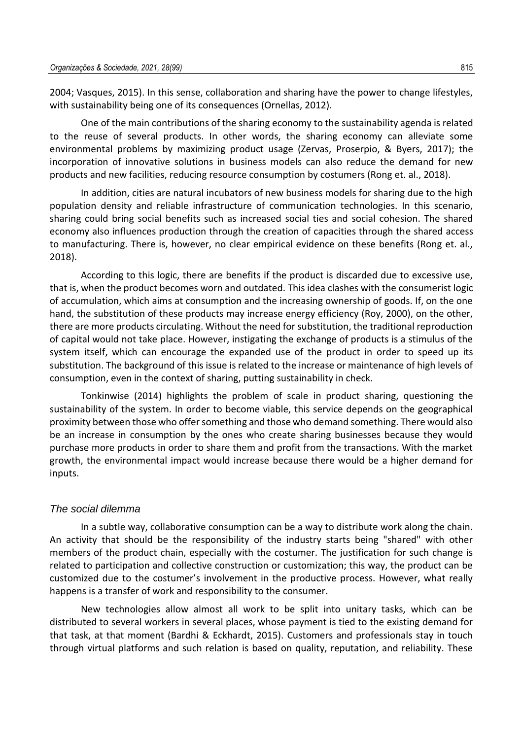2004; Vasques, 2015). In this sense, collaboration and sharing have the power to change lifestyles, with sustainability being one of its consequences (Ornellas, 2012).

One of the main contributions of the sharing economy to the sustainability agenda is related to the reuse of several products. In other words, the sharing economy can alleviate some environmental problems by maximizing product usage (Zervas, Proserpio, & Byers, 2017); the incorporation of innovative solutions in business models can also reduce the demand for new products and new facilities, reducing resource consumption by costumers (Rong et. al., 2018).

In addition, cities are natural incubators of new business models for sharing due to the high population density and reliable infrastructure of communication technologies. In this scenario, sharing could bring social benefits such as increased social ties and social cohesion. The shared economy also influences production through the creation of capacities through the shared access to manufacturing. There is, however, no clear empirical evidence on these benefits (Rong et. al., 2018).

According to this logic, there are benefits if the product is discarded due to excessive use, that is, when the product becomes worn and outdated. This idea clashes with the consumerist logic of accumulation, which aims at consumption and the increasing ownership of goods. If, on the one hand, the substitution of these products may increase energy efficiency (Roy, 2000), on the other, there are more products circulating. Without the need for substitution, the traditional reproduction of capital would not take place. However, instigating the exchange of products is a stimulus of the system itself, which can encourage the expanded use of the product in order to speed up its substitution. The background of this issue is related to the increase or maintenance of high levels of consumption, even in the context of sharing, putting sustainability in check.

Tonkinwise (2014) highlights the problem of scale in product sharing, questioning the sustainability of the system. In order to become viable, this service depends on the geographical proximity between those who offer something and those who demand something. There would also be an increase in consumption by the ones who create sharing businesses because they would purchase more products in order to share them and profit from the transactions. With the market growth, the environmental impact would increase because there would be a higher demand for inputs.

### *The social dilemma*

In a subtle way, collaborative consumption can be a way to distribute work along the chain. An activity that should be the responsibility of the industry starts being "shared" with other members of the product chain, especially with the costumer. The justification for such change is related to participation and collective construction or customization; this way, the product can be customized due to the costumer's involvement in the productive process. However, what really happens is a transfer of work and responsibility to the consumer.

New technologies allow almost all work to be split into unitary tasks, which can be distributed to several workers in several places, whose payment is tied to the existing demand for that task, at that moment (Bardhi & Eckhardt, 2015). Customers and professionals stay in touch through virtual platforms and such relation is based on quality, reputation, and reliability. These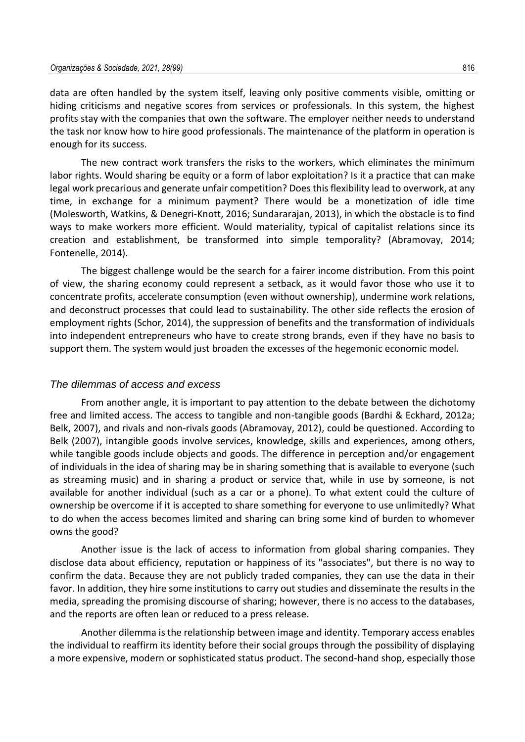data are often handled by the system itself, leaving only positive comments visible, omitting or hiding criticisms and negative scores from services or professionals. In this system, the highest profits stay with the companies that own the software. The employer neither needs to understand the task nor know how to hire good professionals. The maintenance of the platform in operation is enough for its success.

The new contract work transfers the risks to the workers, which eliminates the minimum labor rights. Would sharing be equity or a form of labor exploitation? Is it a practice that can make legal work precarious and generate unfair competition? Does this flexibility lead to overwork, at any time, in exchange for a minimum payment? There would be a monetization of idle time (Molesworth, Watkins, & Denegri-Knott, 2016; Sundararajan, 2013), in which the obstacle is to find ways to make workers more efficient. Would materiality, typical of capitalist relations since its creation and establishment, be transformed into simple temporality? (Abramovay, 2014; Fontenelle, 2014).

The biggest challenge would be the search for a fairer income distribution. From this point of view, the sharing economy could represent a setback, as it would favor those who use it to concentrate profits, accelerate consumption (even without ownership), undermine work relations, and deconstruct processes that could lead to sustainability. The other side reflects the erosion of employment rights (Schor, 2014), the suppression of benefits and the transformation of individuals into independent entrepreneurs who have to create strong brands, even if they have no basis to support them. The system would just broaden the excesses of the hegemonic economic model.

### *The dilemmas of access and excess*

From another angle, it is important to pay attention to the debate between the dichotomy free and limited access. The access to tangible and non-tangible goods (Bardhi & Eckhard, 2012a; Belk, 2007), and rivals and non-rivals goods (Abramovay, 2012), could be questioned. According to Belk (2007), intangible goods involve services, knowledge, skills and experiences, among others, while tangible goods include objects and goods. The difference in perception and/or engagement of individuals in the idea of sharing may be in sharing something that is available to everyone (such as streaming music) and in sharing a product or service that, while in use by someone, is not available for another individual (such as a car or a phone). To what extent could the culture of ownership be overcome if it is accepted to share something for everyone to use unlimitedly? What to do when the access becomes limited and sharing can bring some kind of burden to whomever owns the good?

Another issue is the lack of access to information from global sharing companies. They disclose data about efficiency, reputation or happiness of its "associates", but there is no way to confirm the data. Because they are not publicly traded companies, they can use the data in their favor. In addition, they hire some institutions to carry out studies and disseminate the results in the media, spreading the promising discourse of sharing; however, there is no access to the databases, and the reports are often lean or reduced to a press release.

Another dilemma is the relationship between image and identity. Temporary access enables the individual to reaffirm its identity before their social groups through the possibility of displaying a more expensive, modern or sophisticated status product. The second-hand shop, especially those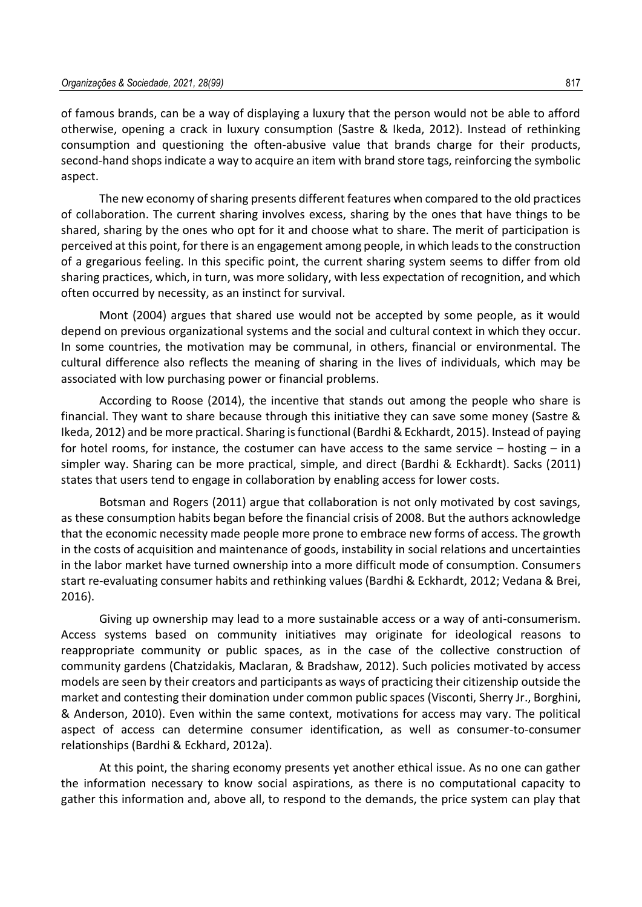of famous brands, can be a way of displaying a luxury that the person would not be able to afford otherwise, opening a crack in luxury consumption (Sastre & Ikeda, 2012). Instead of rethinking consumption and questioning the often-abusive value that brands charge for their products, second-hand shops indicate a way to acquire an item with brand store tags, reinforcing the symbolic aspect.

The new economy of sharing presents different features when compared to the old practices of collaboration. The current sharing involves excess, sharing by the ones that have things to be shared, sharing by the ones who opt for it and choose what to share. The merit of participation is perceived at this point, for there is an engagement among people, in which leads to the construction of a gregarious feeling. In this specific point, the current sharing system seems to differ from old sharing practices, which, in turn, was more solidary, with less expectation of recognition, and which often occurred by necessity, as an instinct for survival.

Mont (2004) argues that shared use would not be accepted by some people, as it would depend on previous organizational systems and the social and cultural context in which they occur. In some countries, the motivation may be communal, in others, financial or environmental. The cultural difference also reflects the meaning of sharing in the lives of individuals, which may be associated with low purchasing power or financial problems.

According to Roose (2014), the incentive that stands out among the people who share is financial. They want to share because through this initiative they can save some money (Sastre & Ikeda, 2012) and be more practical. Sharing is functional (Bardhi & Eckhardt, 2015). Instead of paying for hotel rooms, for instance, the costumer can have access to the same service – hosting – in a simpler way. Sharing can be more practical, simple, and direct (Bardhi & Eckhardt). Sacks (2011) states that users tend to engage in collaboration by enabling access for lower costs.

Botsman and Rogers (2011) argue that collaboration is not only motivated by cost savings, as these consumption habits began before the financial crisis of 2008. But the authors acknowledge that the economic necessity made people more prone to embrace new forms of access. The growth in the costs of acquisition and maintenance of goods, instability in social relations and uncertainties in the labor market have turned ownership into a more difficult mode of consumption. Consumers start re-evaluating consumer habits and rethinking values (Bardhi & Eckhardt, 2012; Vedana & Brei, 2016).

Giving up ownership may lead to a more sustainable access or a way of anti-consumerism. Access systems based on community initiatives may originate for ideological reasons to reappropriate community or public spaces, as in the case of the collective construction of community gardens (Chatzidakis, Maclaran, & Bradshaw, 2012). Such policies motivated by access models are seen by their creators and participants as ways of practicing their citizenship outside the market and contesting their domination under common public spaces (Visconti, Sherry Jr., Borghini, & Anderson, 2010). Even within the same context, motivations for access may vary. The political aspect of access can determine consumer identification, as well as consumer-to-consumer relationships (Bardhi & Eckhard, 2012a).

At this point, the sharing economy presents yet another ethical issue. As no one can gather the information necessary to know social aspirations, as there is no computational capacity to gather this information and, above all, to respond to the demands, the price system can play that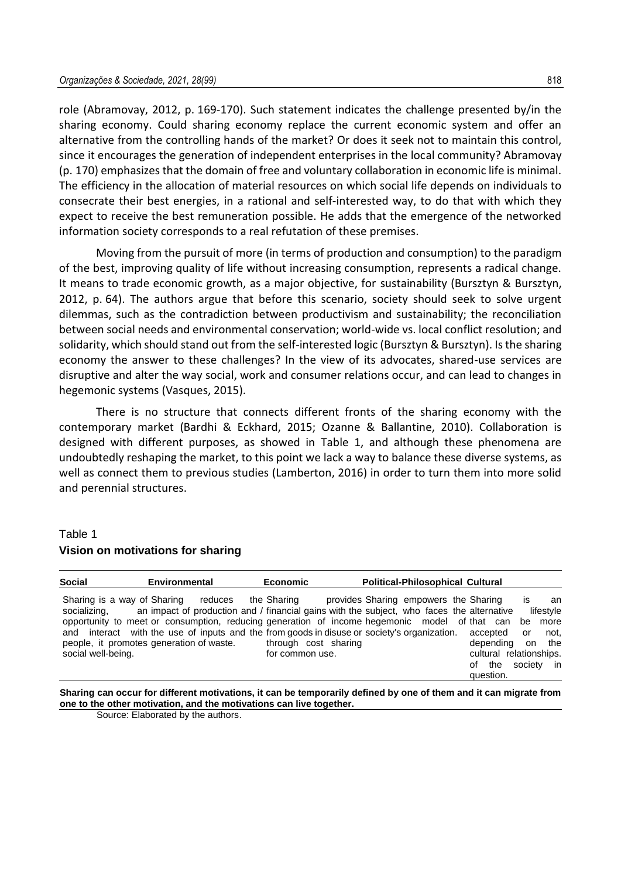role (Abramovay, 2012, p. 169-170). Such statement indicates the challenge presented by/in the sharing economy. Could sharing economy replace the current economic system and offer an alternative from the controlling hands of the market? Or does it seek not to maintain this control, since it encourages the generation of independent enterprises in the local community? Abramovay (p. 170) emphasizes that the domain of free and voluntary collaboration in economic life is minimal. The efficiency in the allocation of material resources on which social life depends on individuals to consecrate their best energies, in a rational and self-interested way, to do that with which they expect to receive the best remuneration possible. He adds that the emergence of the networked information society corresponds to a real refutation of these premises.

Moving from the pursuit of more (in terms of production and consumption) to the paradigm of the best, improving quality of life without increasing consumption, represents a radical change. It means to trade economic growth, as a major objective, for sustainability (Bursztyn & Bursztyn, 2012, p. 64). The authors argue that before this scenario, society should seek to solve urgent dilemmas, such as the contradiction between productivism and sustainability; the reconciliation between social needs and environmental conservation; world-wide vs. local conflict resolution; and solidarity, which should stand out from the self-interested logic (Bursztyn & Bursztyn). Is the sharing economy the answer to these challenges? In the view of its advocates, shared-use services are disruptive and alter the way social, work and consumer relations occur, and can lead to changes in hegemonic systems (Vasques, 2015).

There is no structure that connects different fronts of the sharing economy with the contemporary market (Bardhi & Eckhard, 2015; Ozanne & Ballantine, 2010). Collaboration is designed with different purposes, as showed in Table 1, and although these phenomena are undoubtedly reshaping the market, to this point we lack a way to balance these diverse systems, as well as connect them to previous studies (Lamberton, 2016) in order to turn them into more solid and perennial structures.

Table 1
**Vision on motivations for sharing**

| Social | Environmental | Economic | Political-Philosophical | Cultural |
|---|---|---|---|---|
| Sharing is a way of socializing, opportunity to meet and interact with people, it promotes social well-being. | Sharing reduces an impact of production or consumption, reducing the use of inputs and the generation of waste. | the Sharing provides and / financial gains with the generation of income from goods in disuse or through cost sharing for common use. | Sharing empowers the subject, who faces the hegemonic model of society's organization. | Sharing is an alternative lifestyle that can be more accepted or not, depending on the cultural relationships. of the society in question. |

**Sharing can occur for different motivations, it can be temporarily defined by one of them and it can migrate from one to the other motivation, and the motivations can live together.**

Source: Elaborated by the authors.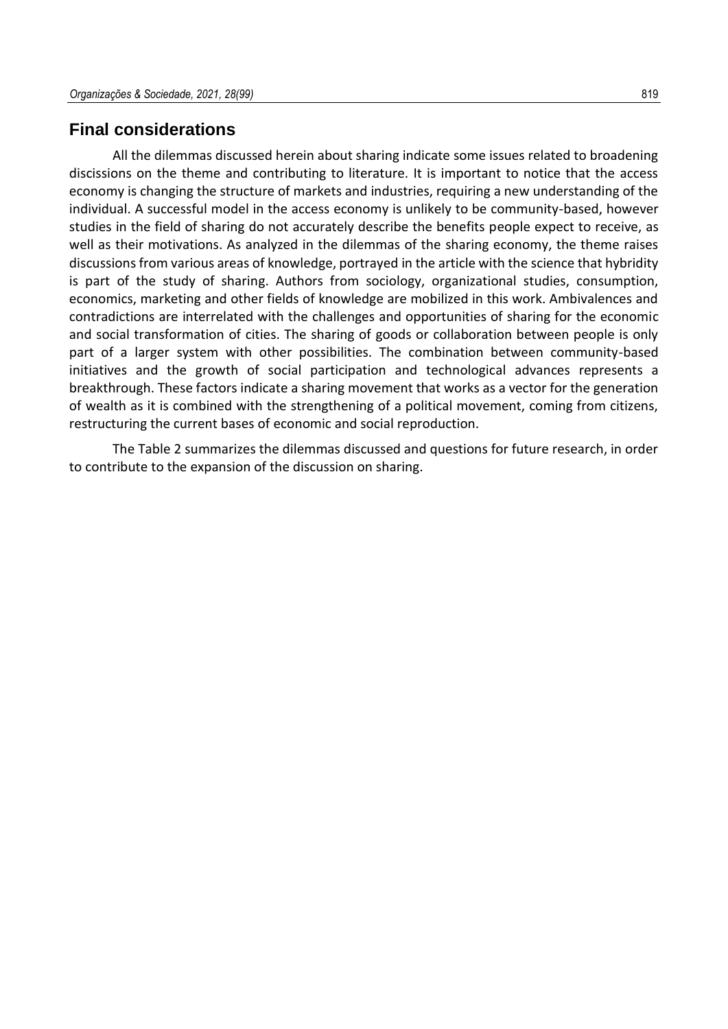## Final considerations

All the dilemmas discussed herein about sharing indicate some issues related to broadening discissions on the theme and contributing to literature. It is important to notice that the access economy is changing the structure of markets and industries, requiring a new understanding of the individual. A successful model in the access economy is unlikely to be community-based, however studies in the field of sharing do not accurately describe the benefits people expect to receive, as well as their motivations. As analyzed in the dilemmas of the sharing economy, the theme raises discussions from various areas of knowledge, portrayed in the article with the science that hybridity is part of the study of sharing. Authors from sociology, organizational studies, consumption, economics, marketing and other fields of knowledge are mobilized in this work. Ambivalences and contradictions are interrelated with the challenges and opportunities of sharing for the economic and social transformation of cities. The sharing of goods or collaboration between people is only part of a larger system with other possibilities. The combination between community-based initiatives and the growth of social participation and technological advances represents a breakthrough. These factors indicate a sharing movement that works as a vector for the generation of wealth as it is combined with the strengthening of a political movement, coming from citizens, restructuring the current bases of economic and social reproduction.

The Table 2 summarizes the dilemmas discussed and questions for future research, in order to contribute to the expansion of the discussion on sharing.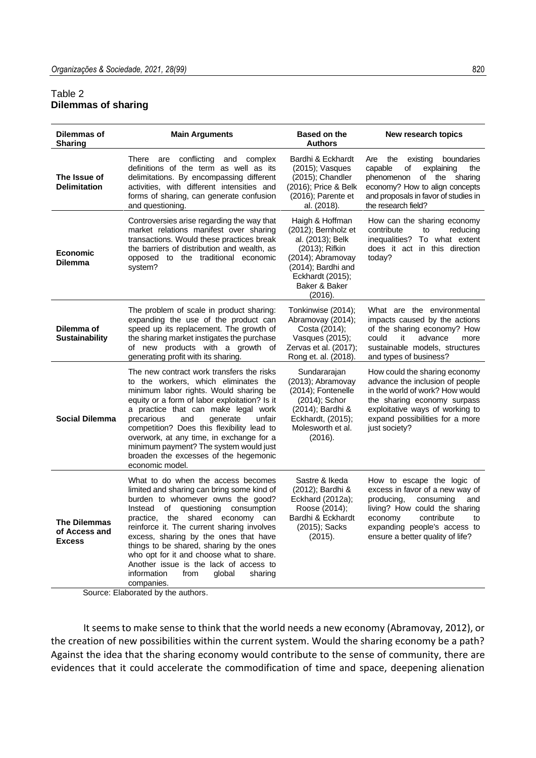Table 2
**Dilemmas of sharing**

| Dilemmas of Sharing | Main Arguments | Based on the Authors | New research topics |
|---|---|---|---|
| **The Issue of Delimitation** | There are conflicting and complex definitions of the term as well as its delimitations. By encompassing different activities, with different intensities and forms of sharing, can generate confusion and questioning. | Bardhi & Eckhardt (2015); Vasques (2015); Chandler (2016); Price & Belk (2016); Parente et al. (2018). | Are the existing boundaries capable of explaining the phenomenon of the sharing economy? How to align concepts and proposals in favor of studies in the research field? |
| **Economic Dilemma** | Controversies arise regarding the way that market relations manifest over sharing transactions. Would these practices break the barriers of distribution and wealth, as opposed to the traditional economic system? | Haigh & Hoffman (2012); Bernholz et al. (2013); Belk (2013); Rifkin (2014); Abramovay (2014); Bardhi and Eckhardt (2015); Baker & Baker (2016). | How can the sharing economy contribute to reducing inequalities? To what extent does it act in this direction today? |
| **Dilemma of Sustainability** | The problem of scale in product sharing: expanding the use of the product can speed up its replacement. The growth of the sharing market instigates the purchase of new products with a growth of generating profit with its sharing. | Tonkinwise (2014); Abramovay (2014); Costa (2014); Vasques (2015); Zervas et al. (2017); Rong et. al. (2018). | What are the environmental impacts caused by the actions of the sharing economy? How could it advance more sustainable models, structures and types of business? |
| **Social Dilemma** | The new contract work transfers the risks to the workers, which eliminates the minimum labor rights. Would sharing be equity or a form of labor exploitation? Is it a practice that can make legal work precarious and generate unfair competition? Does this flexibility lead to overwork, at any time, in exchange for a minimum payment? The system would just broaden the excesses of the hegemonic economic model. | Sundararajan (2013); Abramovay (2014); Fontenelle (2014); Schor (2014); Bardhi & Eckhardt, (2015); Molesworth et al. (2016). | How could the sharing economy advance the inclusion of people in the world of work? How would the sharing economy surpass exploitative ways of working to expand possibilities for a more just society? |
| **The Dilemmas of Access and Excess** | What to do when the access becomes limited and sharing can bring some kind of burden to whomever owns the good? Instead of questioning consumption practice, the shared economy can reinforce it. The current sharing involves excess, sharing by the ones that have things to be shared, sharing by the ones who opt for it and choose what to share. Another issue is the lack of access to information from global sharing companies. | Sastre & Ikeda (2012); Bardhi & Eckhard (2012a); Roose (2014); Bardhi & Eckhardt (2015); Sacks (2015). | How to escape the logic of excess in favor of a new way of producing, consuming and living? How could the sharing economy contribute to expanding people's access to ensure a better quality of life? |

Source: Elaborated by the authors.

It seems to make sense to think that the world needs a new economy (Abramovay, 2012), or the creation of new possibilities within the current system. Would the sharing economy be a path? Against the idea that the sharing economy would contribute to the sense of community, there are evidences that it could accelerate the commodification of time and space, deepening alienation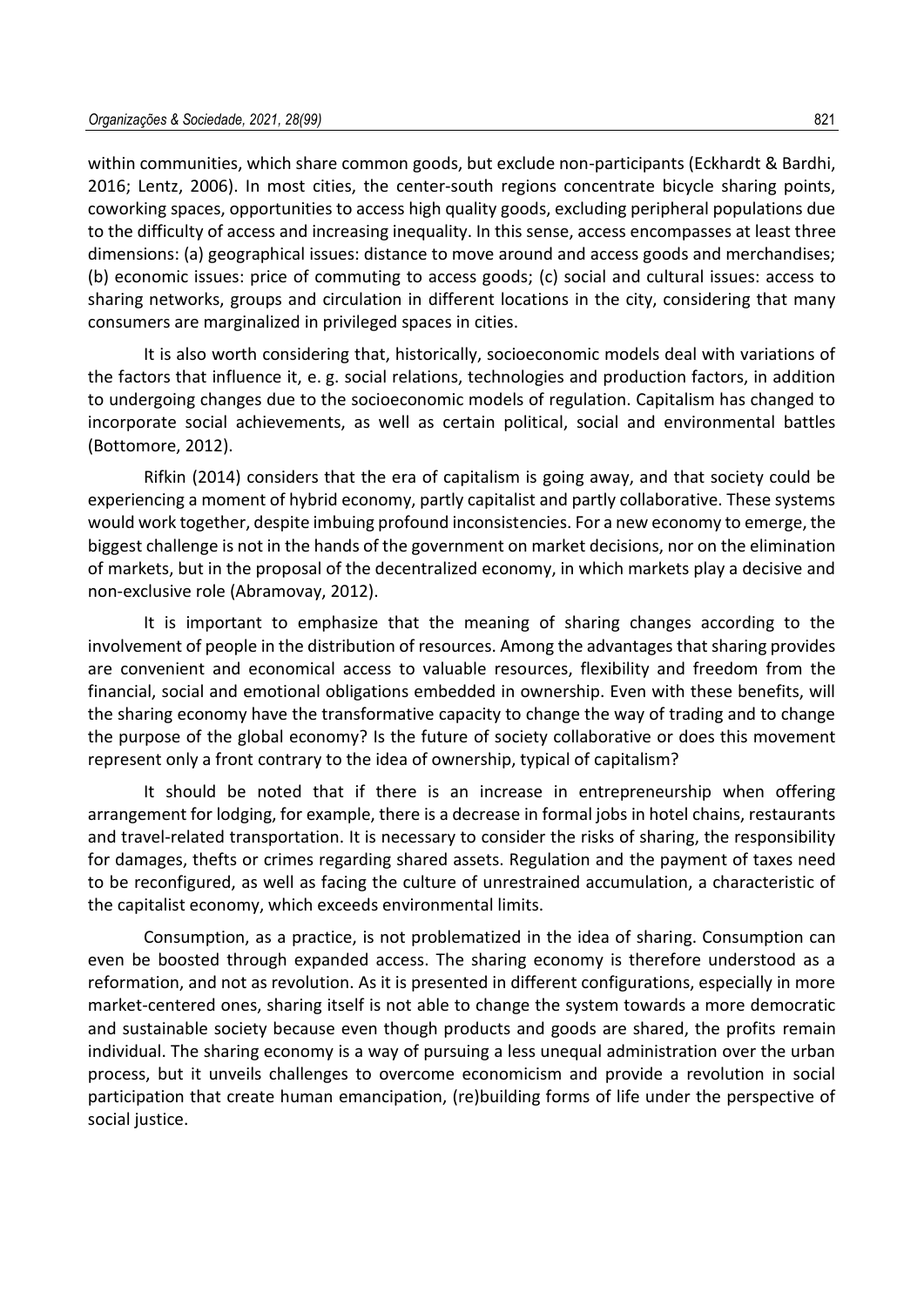within communities, which share common goods, but exclude non-participants (Eckhardt & Bardhi, 2016; Lentz, 2006). In most cities, the center-south regions concentrate bicycle sharing points, coworking spaces, opportunities to access high quality goods, excluding peripheral populations due to the difficulty of access and increasing inequality. In this sense, access encompasses at least three dimensions: (a) geographical issues: distance to move around and access goods and merchandises; (b) economic issues: price of commuting to access goods; (c) social and cultural issues: access to sharing networks, groups and circulation in different locations in the city, considering that many consumers are marginalized in privileged spaces in cities.

It is also worth considering that, historically, socioeconomic models deal with variations of the factors that influence it, e. g. social relations, technologies and production factors, in addition to undergoing changes due to the socioeconomic models of regulation. Capitalism has changed to incorporate social achievements, as well as certain political, social and environmental battles (Bottomore, 2012).

Rifkin (2014) considers that the era of capitalism is going away, and that society could be experiencing a moment of hybrid economy, partly capitalist and partly collaborative. These systems would work together, despite imbuing profound inconsistencies. For a new economy to emerge, the biggest challenge is not in the hands of the government on market decisions, nor on the elimination of markets, but in the proposal of the decentralized economy, in which markets play a decisive and non-exclusive role (Abramovay, 2012).

It is important to emphasize that the meaning of sharing changes according to the involvement of people in the distribution of resources. Among the advantages that sharing provides are convenient and economical access to valuable resources, flexibility and freedom from the financial, social and emotional obligations embedded in ownership. Even with these benefits, will the sharing economy have the transformative capacity to change the way of trading and to change the purpose of the global economy? Is the future of society collaborative or does this movement represent only a front contrary to the idea of ownership, typical of capitalism?

It should be noted that if there is an increase in entrepreneurship when offering arrangement for lodging, for example, there is a decrease in formal jobs in hotel chains, restaurants and travel-related transportation. It is necessary to consider the risks of sharing, the responsibility for damages, thefts or crimes regarding shared assets. Regulation and the payment of taxes need to be reconfigured, as well as facing the culture of unrestrained accumulation, a characteristic of the capitalist economy, which exceeds environmental limits.

Consumption, as a practice, is not problematized in the idea of sharing. Consumption can even be boosted through expanded access. The sharing economy is therefore understood as a reformation, and not as revolution. As it is presented in different configurations, especially in more market-centered ones, sharing itself is not able to change the system towards a more democratic and sustainable society because even though products and goods are shared, the profits remain individual. The sharing economy is a way of pursuing a less unequal administration over the urban process, but it unveils challenges to overcome economicism and provide a revolution in social participation that create human emancipation, (re)building forms of life under the perspective of social justice.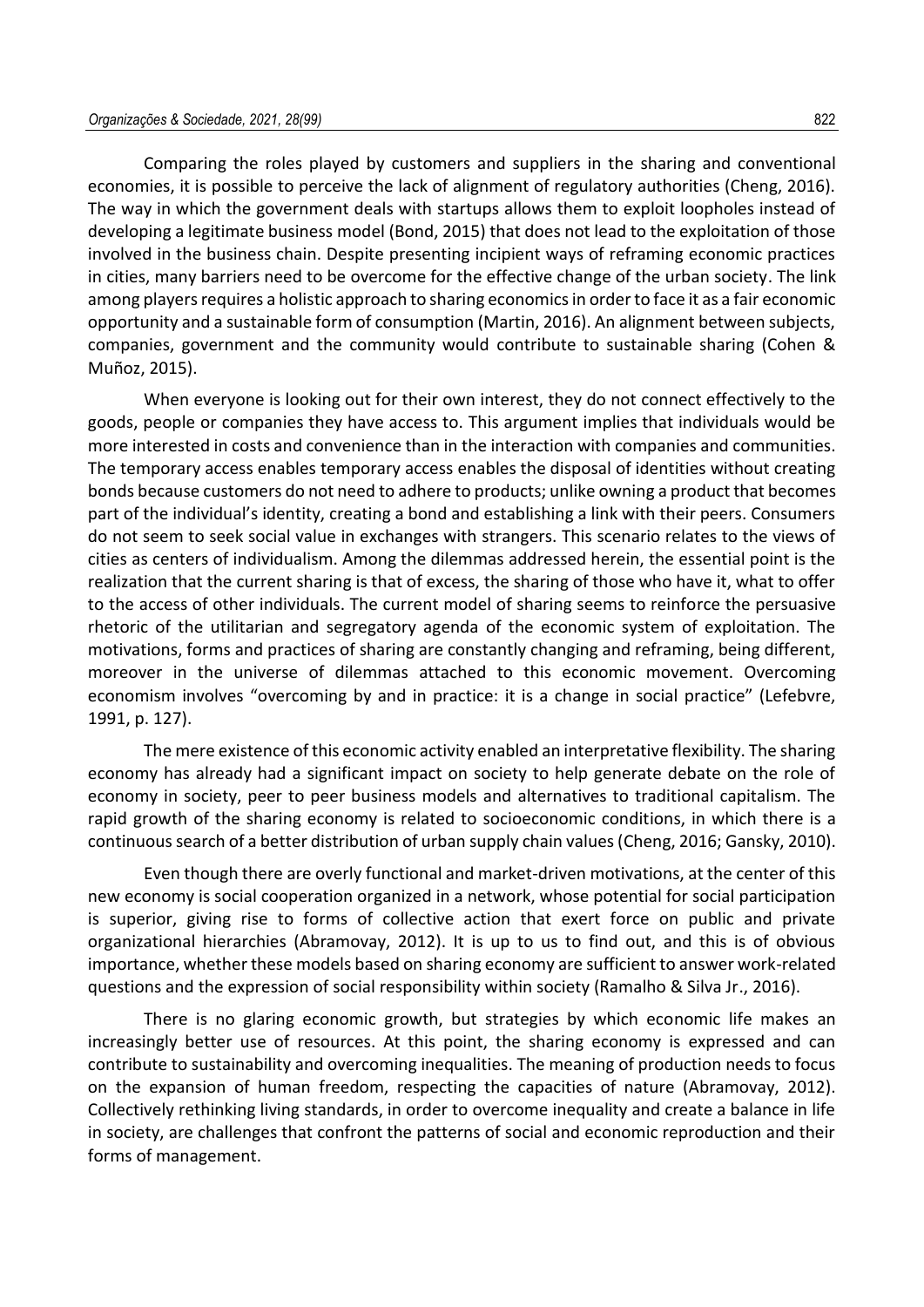Comparing the roles played by customers and suppliers in the sharing and conventional economies, it is possible to perceive the lack of alignment of regulatory authorities (Cheng, 2016). The way in which the government deals with startups allows them to exploit loopholes instead of developing a legitimate business model (Bond, 2015) that does not lead to the exploitation of those involved in the business chain. Despite presenting incipient ways of reframing economic practices in cities, many barriers need to be overcome for the effective change of the urban society. The link among players requires a holistic approach to sharing economics in order to face it as a fair economic opportunity and a sustainable form of consumption (Martin, 2016). An alignment between subjects, companies, government and the community would contribute to sustainable sharing (Cohen & Muñoz, 2015).

When everyone is looking out for their own interest, they do not connect effectively to the goods, people or companies they have access to. This argument implies that individuals would be more interested in costs and convenience than in the interaction with companies and communities. The temporary access enables temporary access enables the disposal of identities without creating bonds because customers do not need to adhere to products; unlike owning a product that becomes part of the individual's identity, creating a bond and establishing a link with their peers. Consumers do not seem to seek social value in exchanges with strangers. This scenario relates to the views of cities as centers of individualism. Among the dilemmas addressed herein, the essential point is the realization that the current sharing is that of excess, the sharing of those who have it, what to offer to the access of other individuals. The current model of sharing seems to reinforce the persuasive rhetoric of the utilitarian and segregatory agenda of the economic system of exploitation. The motivations, forms and practices of sharing are constantly changing and reframing, being different, moreover in the universe of dilemmas attached to this economic movement. Overcoming economism involves "overcoming by and in practice: it is a change in social practice" (Lefebvre, 1991, p. 127).

The mere existence of this economic activity enabled an interpretative flexibility. The sharing economy has already had a significant impact on society to help generate debate on the role of economy in society, peer to peer business models and alternatives to traditional capitalism. The rapid growth of the sharing economy is related to socioeconomic conditions, in which there is a continuous search of a better distribution of urban supply chain values (Cheng, 2016; Gansky, 2010).

Even though there are overly functional and market-driven motivations, at the center of this new economy is social cooperation organized in a network, whose potential for social participation is superior, giving rise to forms of collective action that exert force on public and private organizational hierarchies (Abramovay, 2012). It is up to us to find out, and this is of obvious importance, whether these models based on sharing economy are sufficient to answer work-related questions and the expression of social responsibility within society (Ramalho & Silva Jr., 2016).

There is no glaring economic growth, but strategies by which economic life makes an increasingly better use of resources. At this point, the sharing economy is expressed and can contribute to sustainability and overcoming inequalities. The meaning of production needs to focus on the expansion of human freedom, respecting the capacities of nature (Abramovay, 2012). Collectively rethinking living standards, in order to overcome inequality and create a balance in life in society, are challenges that confront the patterns of social and economic reproduction and their forms of management.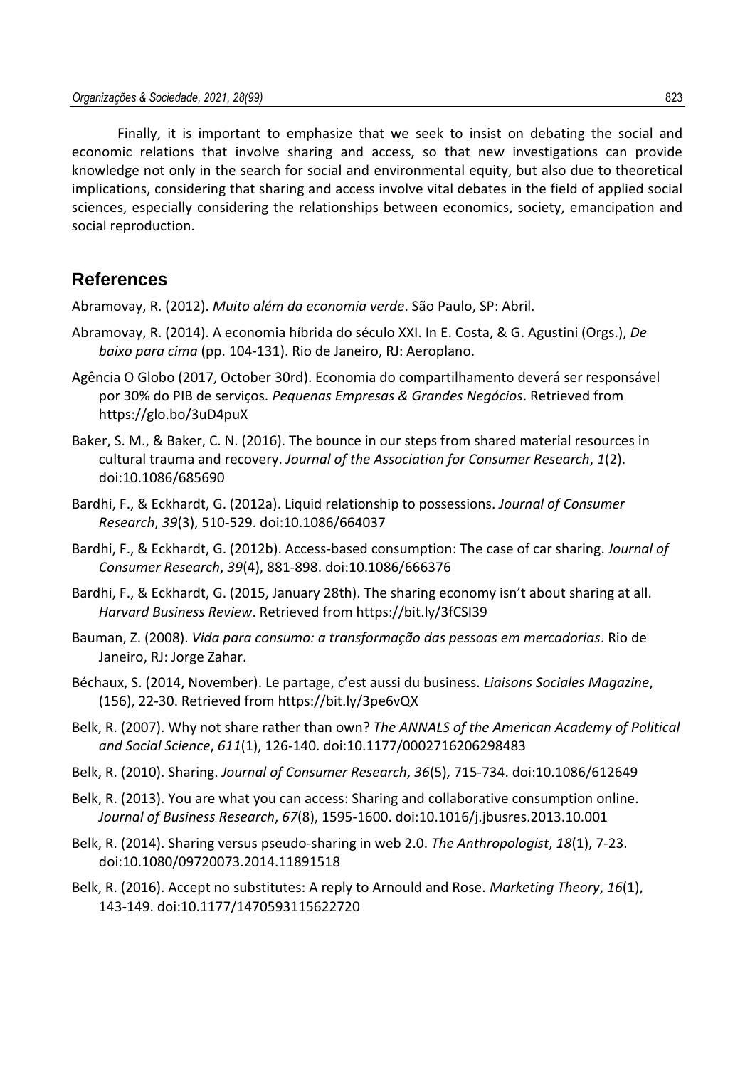Finally, it is important to emphasize that we seek to insist on debating the social and economic relations that involve sharing and access, so that new investigations can provide knowledge not only in the search for social and environmental equity, but also due to theoretical implications, considering that sharing and access involve vital debates in the field of applied social sciences, especially considering the relationships between economics, society, emancipation and social reproduction.

## References

Abramovay, R. (2012). *Muito além da economia verde*. São Paulo, SP: Abril.

Abramovay, R. (2014). A economia híbrida do século XXI. In E. Costa, & G. Agustini (Orgs.), *De baixo para cima* (pp. 104-131). Rio de Janeiro, RJ: Aeroplano.

Agência O Globo (2017, October 30rd). Economia do compartilhamento deverá ser responsável por 30% do PIB de serviços. *Pequenas Empresas & Grandes Negócios*. Retrieved from https://glo.bo/3uD4puX

Baker, S. M., & Baker, C. N. (2016). The bounce in our steps from shared material resources in cultural trauma and recovery. *Journal of the Association for Consumer Research*, *1*(2). doi:10.1086/685690

Bardhi, F., & Eckhardt, G. (2012a). Liquid relationship to possessions. *Journal of Consumer Research*, *39*(3), 510-529. doi:10.1086/664037

Bardhi, F., & Eckhardt, G. (2012b). Access-based consumption: The case of car sharing. *Journal of Consumer Research*, *39*(4), 881-898. doi:10.1086/666376

Bardhi, F., & Eckhardt, G. (2015, January 28th). The sharing economy isn't about sharing at all. *Harvard Business Review*. Retrieved from https://bit.ly/3fCSI39

Bauman, Z. (2008). *Vida para consumo: a transformação das pessoas em mercadorias*. Rio de Janeiro, RJ: Jorge Zahar.

Béchaux, S. (2014, November). Le partage, c'est aussi du business. *Liaisons Sociales Magazine*, (156), 22-30. Retrieved from https://bit.ly/3pe6vQX

Belk, R. (2007). Why not share rather than own? *The ANNALS of the American Academy of Political and Social Science*, *611*(1), 126-140. doi:10.1177/0002716206298483

Belk, R. (2010). Sharing. *Journal of Consumer Research*, *36*(5), 715-734. doi:10.1086/612649

Belk, R. (2013). You are what you can access: Sharing and collaborative consumption online. *Journal of Business Research*, *67*(8), 1595-1600. doi:10.1016/j.jbusres.2013.10.001

Belk, R. (2014). Sharing versus pseudo-sharing in web 2.0. *The Anthropologist*, *18*(1), 7-23. doi:10.1080/09720073.2014.11891518

Belk, R. (2016). Accept no substitutes: A reply to Arnould and Rose. *Marketing Theory*, *16*(1), 143-149. doi:10.1177/1470593115622720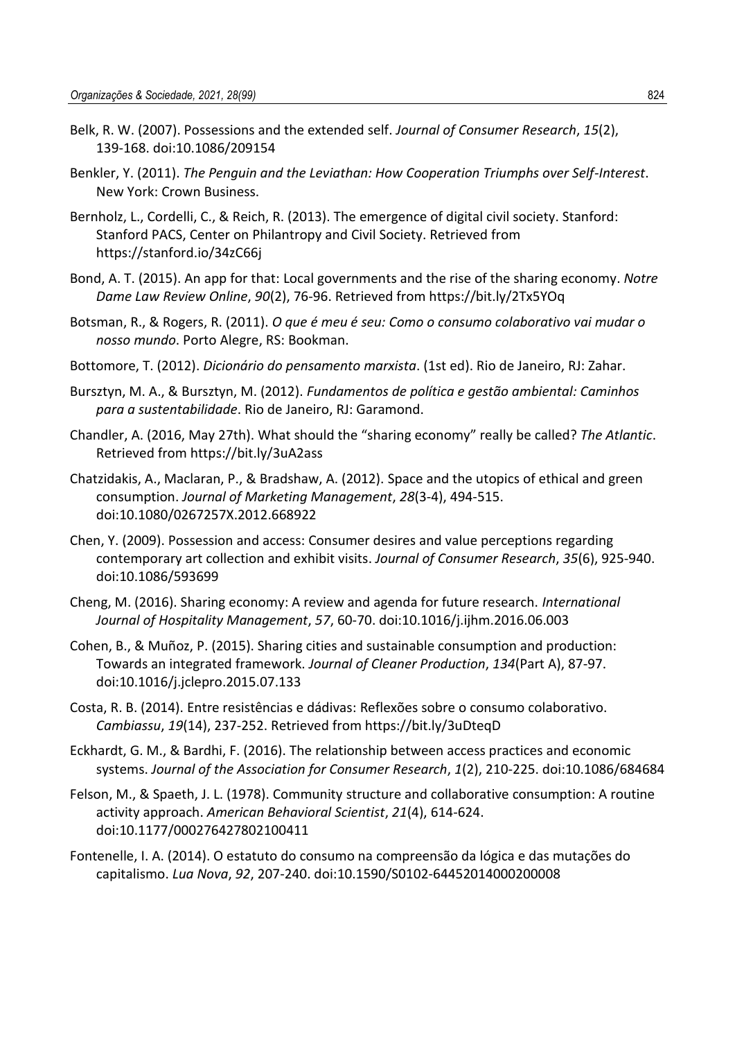Belk, R. W. (2007). Possessions and the extended self. *Journal of Consumer Research*, *15*(2), 139-168. doi:10.1086/209154

Benkler, Y. (2011). *The Penguin and the Leviathan: How Cooperation Triumphs over Self-Interest*. New York: Crown Business.

Bernholz, L., Cordelli, C., & Reich, R. (2013). The emergence of digital civil society. Stanford: Stanford PACS, Center on Philantropy and Civil Society. Retrieved from https://stanford.io/34zC66j

Bond, A. T. (2015). An app for that: Local governments and the rise of the sharing economy. *Notre Dame Law Review Online*, *90*(2), 76-96. Retrieved from https://bit.ly/2Tx5YOq

Botsman, R., & Rogers, R. (2011). *O que é meu é seu: Como o consumo colaborativo vai mudar o nosso mundo*. Porto Alegre, RS: Bookman.

Bottomore, T. (2012). *Dicionário do pensamento marxista*. (1st ed). Rio de Janeiro, RJ: Zahar.

Bursztyn, M. A., & Bursztyn, M. (2012). *Fundamentos de política e gestão ambiental: Caminhos para a sustentabilidade*. Rio de Janeiro, RJ: Garamond.

Chandler, A. (2016, May 27th). What should the "sharing economy" really be called? *The Atlantic*. Retrieved from https://bit.ly/3uA2ass

Chatzidakis, A., Maclaran, P., & Bradshaw, A. (2012). Space and the utopics of ethical and green consumption. *Journal of Marketing Management*, *28*(3-4), 494-515. doi:10.1080/0267257X.2012.668922

Chen, Y. (2009). Possession and access: Consumer desires and value perceptions regarding contemporary art collection and exhibit visits. *Journal of Consumer Research*, *35*(6), 925-940. doi:10.1086/593699

Cheng, M. (2016). Sharing economy: A review and agenda for future research. *International Journal of Hospitality Management*, *57*, 60-70. doi:10.1016/j.ijhm.2016.06.003

Cohen, B., & Muñoz, P. (2015). Sharing cities and sustainable consumption and production: Towards an integrated framework. *Journal of Cleaner Production*, *134*(Part A), 87-97. doi:10.1016/j.jclepro.2015.07.133

Costa, R. B. (2014). Entre resistências e dádivas: Reflexões sobre o consumo colaborativo. *Cambiassu*, *19*(14), 237-252. Retrieved from https://bit.ly/3uDteqD

Eckhardt, G. M., & Bardhi, F. (2016). The relationship between access practices and economic systems. *Journal of the Association for Consumer Research*, *1*(2), 210-225. doi:10.1086/684684

Felson, M., & Spaeth, J. L. (1978). Community structure and collaborative consumption: A routine activity approach. *American Behavioral Scientist*, *21*(4), 614-624. doi:10.1177/000276427802100411

Fontenelle, I. A. (2014). O estatuto do consumo na compreensão da lógica e das mutações do capitalismo. *Lua Nova*, *92*, 207-240. doi:10.1590/S0102-64452014000200008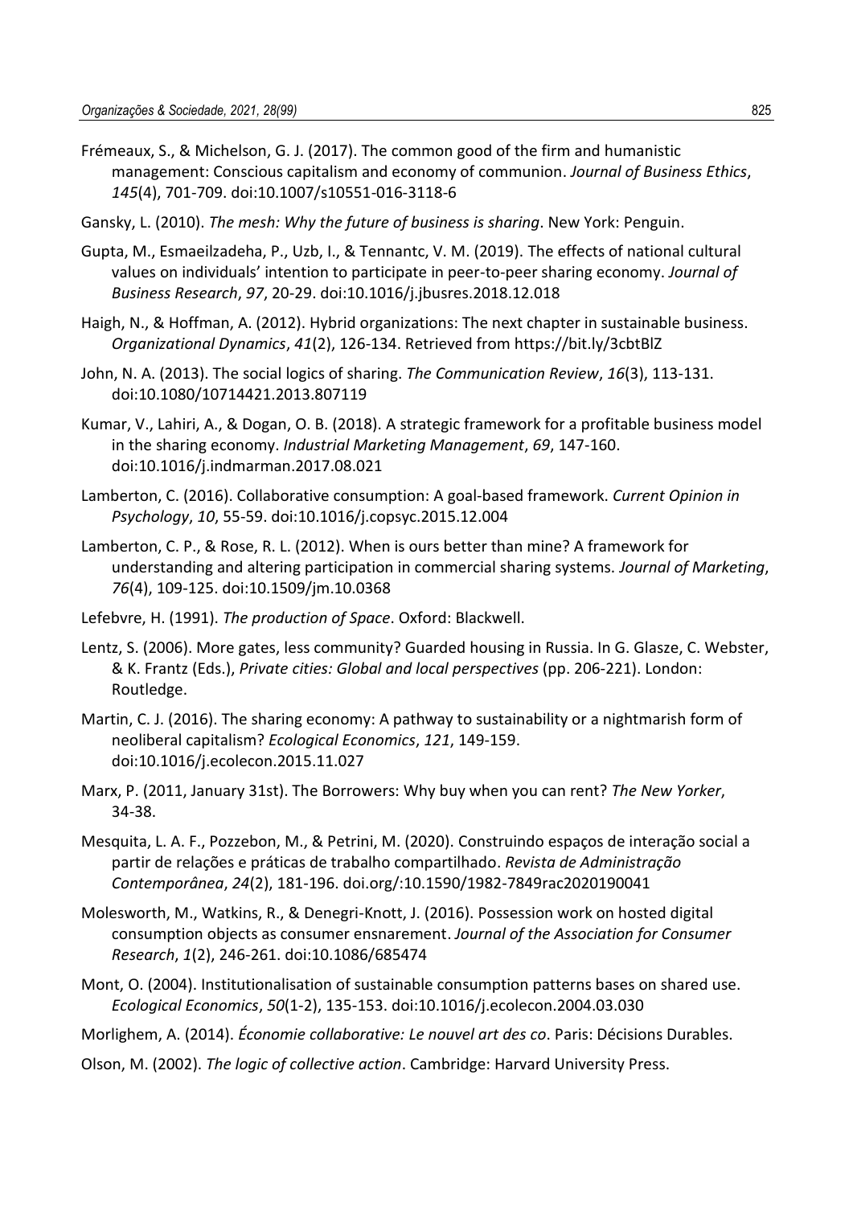Frémeaux, S., & Michelson, G. J. (2017). The common good of the firm and humanistic management: Conscious capitalism and economy of communion. *Journal of Business Ethics*, *145*(4), 701-709. doi:10.1007/s10551-016-3118-6

Gansky, L. (2010). *The mesh: Why the future of business is sharing*. New York: Penguin.

Gupta, M., Esmaeilzadeha, P., Uzb, I., & Tennantc, V. M. (2019). The effects of national cultural values on individuals' intention to participate in peer-to-peer sharing economy. *Journal of Business Research*, *97*, 20-29. doi:10.1016/j.jbusres.2018.12.018

Haigh, N., & Hoffman, A. (2012). Hybrid organizations: The next chapter in sustainable business. *Organizational Dynamics*, *41*(2), 126-134. Retrieved from https://bit.ly/3cbtBlZ

John, N. A. (2013). The social logics of sharing. *The Communication Review*, *16*(3), 113-131. doi:10.1080/10714421.2013.807119

Kumar, V., Lahiri, A., & Dogan, O. B. (2018). A strategic framework for a profitable business model in the sharing economy. *Industrial Marketing Management*, *69*, 147-160. doi:10.1016/j.indmarman.2017.08.021

Lamberton, C. (2016). Collaborative consumption: A goal-based framework. *Current Opinion in Psychology*, *10*, 55-59. doi:10.1016/j.copsyc.2015.12.004

Lamberton, C. P., & Rose, R. L. (2012). When is ours better than mine? A framework for understanding and altering participation in commercial sharing systems. *Journal of Marketing*, *76*(4), 109-125. doi:10.1509/jm.10.0368

Lefebvre, H. (1991). *The production of Space*. Oxford: Blackwell.

Lentz, S. (2006). More gates, less community? Guarded housing in Russia. In G. Glasze, C. Webster, & K. Frantz (Eds.), *Private cities: Global and local perspectives* (pp. 206-221). London: Routledge.

Martin, C. J. (2016). The sharing economy: A pathway to sustainability or a nightmarish form of neoliberal capitalism? *Ecological Economics*, *121*, 149-159. doi:10.1016/j.ecolecon.2015.11.027

Marx, P. (2011, January 31st). The Borrowers: Why buy when you can rent? *The New Yorker*, 34-38.

Mesquita, L. A. F., Pozzebon, M., & Petrini, M. (2020). Construindo espaços de interação social a partir de relações e práticas de trabalho compartilhado. *Revista de Administração Contemporânea*, *24*(2), 181-196. doi.org/:10.1590/1982-7849rac2020190041

Molesworth, M., Watkins, R., & Denegri-Knott, J. (2016). Possession work on hosted digital consumption objects as consumer ensnarement. *Journal of the Association for Consumer Research*, *1*(2), 246-261. doi:10.1086/685474

Mont, O. (2004). Institutionalisation of sustainable consumption patterns bases on shared use. *Ecological Economics*, *50*(1-2), 135-153. doi:10.1016/j.ecolecon.2004.03.030

Morlighem, A. (2014). *Économie collaborative: Le nouvel art des co*. Paris: Décisions Durables.

Olson, M. (2002). *The logic of collective action*. Cambridge: Harvard University Press.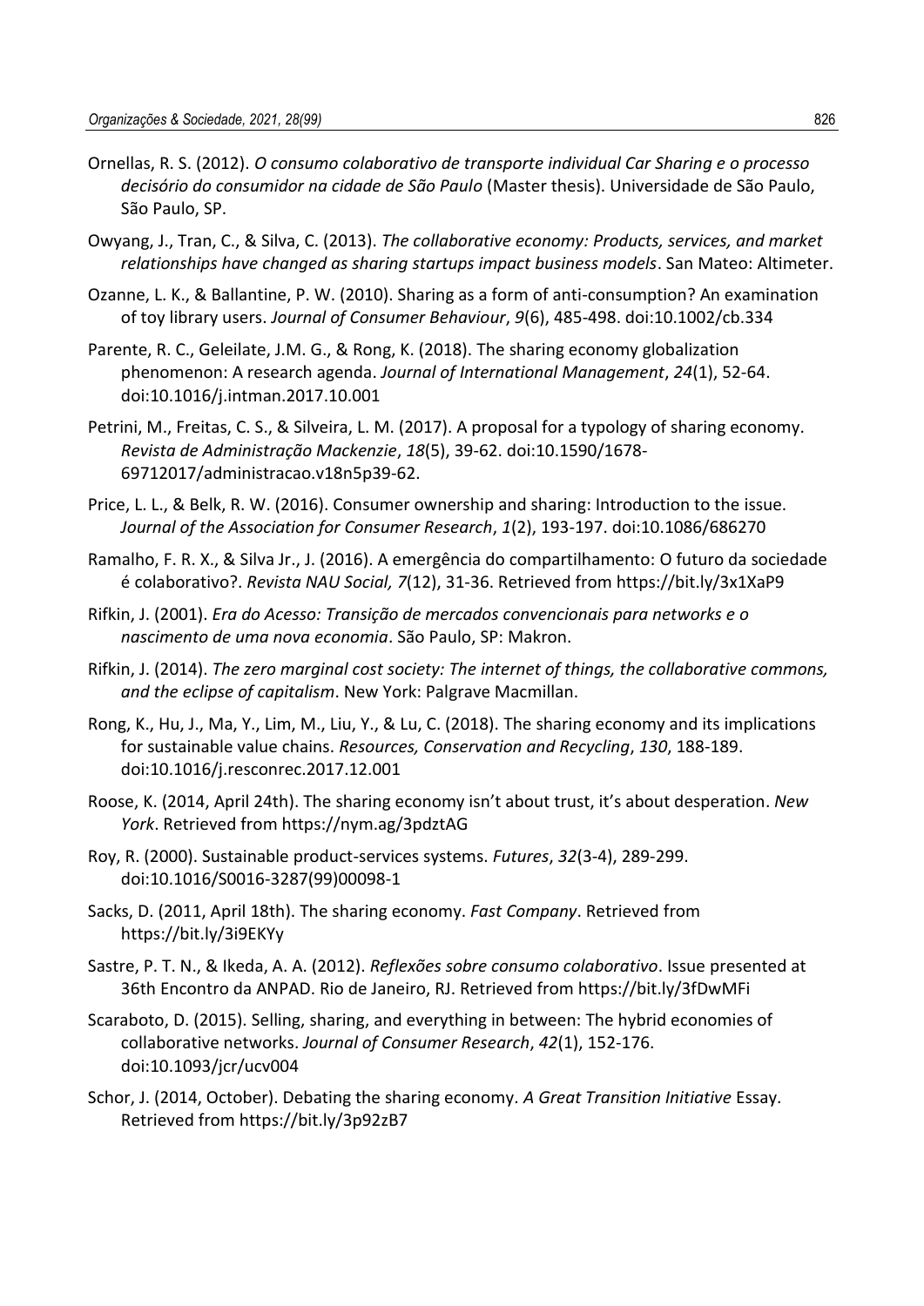Ornellas, R. S. (2012). *O consumo colaborativo de transporte individual Car Sharing e o processo decisório do consumidor na cidade de São Paulo* (Master thesis). Universidade de São Paulo, São Paulo, SP.

Owyang, J., Tran, C., & Silva, C. (2013). *The collaborative economy: Products, services, and market relationships have changed as sharing startups impact business models*. San Mateo: Altimeter.

Ozanne, L. K., & Ballantine, P. W. (2010). Sharing as a form of anti-consumption? An examination of toy library users. *Journal of Consumer Behaviour*, *9*(6), 485-498. doi:10.1002/cb.334

Parente, R. C., Geleilate, J.M. G., & Rong, K. (2018). The sharing economy globalization phenomenon: A research agenda. *Journal of International Management*, *24*(1), 52-64. doi:10.1016/j.intman.2017.10.001

Petrini, M., Freitas, C. S., & Silveira, L. M. (2017). A proposal for a typology of sharing economy. *Revista de Administração Mackenzie*, *18*(5), 39-62. doi:10.1590/1678-69712017/administracao.v18n5p39-62.

Price, L. L., & Belk, R. W. (2016). Consumer ownership and sharing: Introduction to the issue. *Journal of the Association for Consumer Research*, *1*(2), 193-197. doi:10.1086/686270

Ramalho, F. R. X., & Silva Jr., J. (2016). A emergência do compartilhamento: O futuro da sociedade é colaborativo?. *Revista NAU Social, 7*(12), 31-36. Retrieved from https://bit.ly/3x1XaP9

Rifkin, J. (2001). *Era do Acesso: Transição de mercados convencionais para networks e o nascimento de uma nova economia*. São Paulo, SP: Makron.

Rifkin, J. (2014). *The zero marginal cost society: The internet of things, the collaborative commons, and the eclipse of capitalism*. New York: Palgrave Macmillan.

Rong, K., Hu, J., Ma, Y., Lim, M., Liu, Y., & Lu, C. (2018). The sharing economy and its implications for sustainable value chains. *Resources, Conservation and Recycling*, *130*, 188-189. doi:10.1016/j.resconrec.2017.12.001

Roose, K. (2014, April 24th). The sharing economy isn't about trust, it's about desperation. *New York*. Retrieved from https://nym.ag/3pdztAG

Roy, R. (2000). Sustainable product-services systems. *Futures*, *32*(3-4), 289-299. doi:10.1016/S0016-3287(99)00098-1

Sacks, D. (2011, April 18th). The sharing economy. *Fast Company*. Retrieved from https://bit.ly/3i9EKYy

Sastre, P. T. N., & Ikeda, A. A. (2012). *Reflexões sobre consumo colaborativo*. Issue presented at 36th Encontro da ANPAD. Rio de Janeiro, RJ. Retrieved from https://bit.ly/3fDwMFi

Scaraboto, D. (2015). Selling, sharing, and everything in between: The hybrid economies of collaborative networks. *Journal of Consumer Research*, *42*(1), 152-176. doi:10.1093/jcr/ucv004

Schor, J. (2014, October). Debating the sharing economy. *A Great Transition Initiative* Essay. Retrieved from https://bit.ly/3p92zB7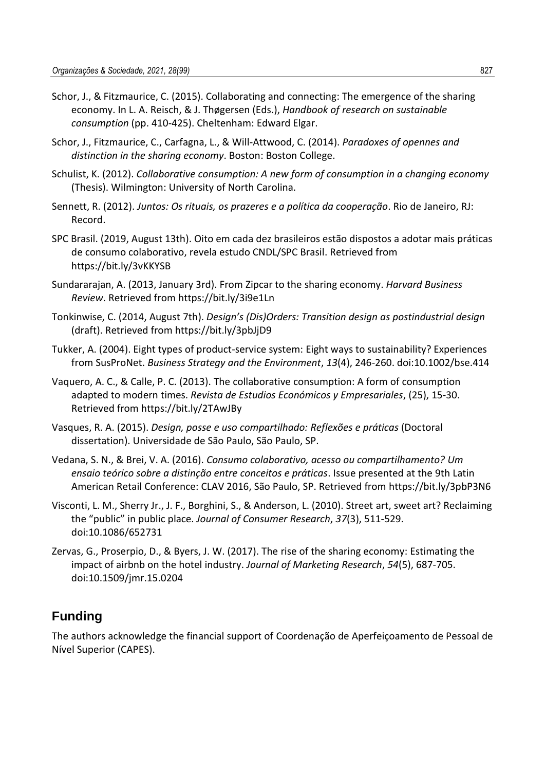Schor, J., & Fitzmaurice, C. (2015). Collaborating and connecting: The emergence of the sharing economy. In L. A. Reisch, & J. Thøgersen (Eds.), *Handbook of research on sustainable consumption* (pp. 410-425). Cheltenham: Edward Elgar.

Schor, J., Fitzmaurice, C., Carfagna, L., & Will-Attwood, C. (2014). *Paradoxes of opennes and distinction in the sharing economy*. Boston: Boston College.

Schulist, K. (2012). *Collaborative consumption: A new form of consumption in a changing economy* (Thesis). Wilmington: University of North Carolina.

Sennett, R. (2012). *Juntos: Os rituais, os prazeres e a política da cooperação*. Rio de Janeiro, RJ: Record.

SPC Brasil. (2019, August 13th). Oito em cada dez brasileiros estão dispostos a adotar mais práticas de consumo colaborativo, revela estudo CNDL/SPC Brasil. Retrieved from https://bit.ly/3vKKYSB

Sundararajan, A. (2013, January 3rd). From Zipcar to the sharing economy. *Harvard Business Review*. Retrieved from https://bit.ly/3i9e1Ln

Tonkinwise, C. (2014, August 7th). *Design's (Dis)Orders: Transition design as postindustrial design* (draft). Retrieved from https://bit.ly/3pbJjD9

Tukker, A. (2004). Eight types of product-service system: Eight ways to sustainability? Experiences from SusProNet. *Business Strategy and the Environment*, *13*(4), 246-260. doi:10.1002/bse.414

Vaquero, A. C., & Calle, P. C. (2013). The collaborative consumption: A form of consumption adapted to modern times. *Revista de Estudios Económicos y Empresariales*, (25), 15-30. Retrieved from https://bit.ly/2TAwJBy

Vasques, R. A. (2015). *Design, posse e uso compartilhado: Reflexões e práticas* (Doctoral dissertation). Universidade de São Paulo, São Paulo, SP.

Vedana, S. N., & Brei, V. A. (2016). *Consumo colaborativo, acesso ou compartilhamento? Um ensaio teórico sobre a distinção entre conceitos e práticas*. Issue presented at the 9th Latin American Retail Conference: CLAV 2016, São Paulo, SP. Retrieved from https://bit.ly/3pbP3N6

Visconti, L. M., Sherry Jr., J. F., Borghini, S., & Anderson, L. (2010). Street art, sweet art? Reclaiming the "public" in public place. *Journal of Consumer Research*, *37*(3), 511-529. doi:10.1086/652731

Zervas, G., Proserpio, D., & Byers, J. W. (2017). The rise of the sharing economy: Estimating the impact of airbnb on the hotel industry. *Journal of Marketing Research*, *54*(5), 687-705. doi:10.1509/jmr.15.0204

## Funding

The authors acknowledge the financial support of Coordenação de Aperfeiçoamento de Pessoal de Nível Superior (CAPES).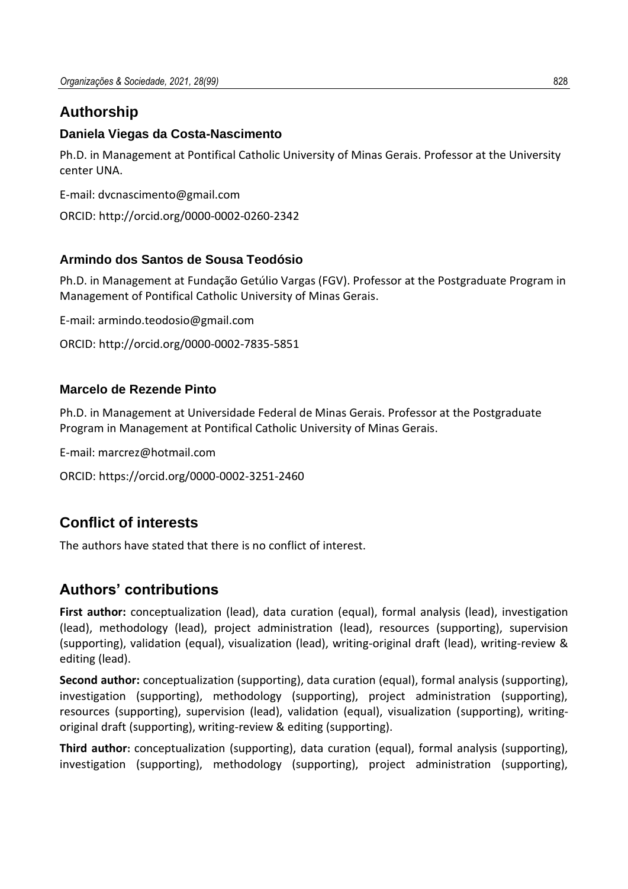## Authorship

### Daniela Viegas da Costa-Nascimento

Ph.D. in Management at Pontifical Catholic University of Minas Gerais. Professor at the University center UNA.

E-mail: dvcnascimento@gmail.com

ORCID: http://orcid.org/0000-0002-0260-2342

### Armindo dos Santos de Sousa Teodósio

Ph.D. in Management at Fundação Getúlio Vargas (FGV). Professor at the Postgraduate Program in Management of Pontifical Catholic University of Minas Gerais.

E-mail: armindo.teodosio@gmail.com

ORCID: http://orcid.org/0000-0002-7835-5851

### Marcelo de Rezende Pinto

Ph.D. in Management at Universidade Federal de Minas Gerais. Professor at the Postgraduate Program in Management at Pontifical Catholic University of Minas Gerais.

E-mail: marcrez@hotmail.com

ORCID: https://orcid.org/0000-0002-3251-2460

## Conflict of interests

The authors have stated that there is no conflict of interest.

## Authors' contributions

**First author:** conceptualization (lead), data curation (equal), formal analysis (lead), investigation (lead), methodology (lead), project administration (lead), resources (supporting), supervision (supporting), validation (equal), visualization (lead), writing-original draft (lead), writing-review & editing (lead).

**Second author:** conceptualization (supporting), data curation (equal), formal analysis (supporting), investigation (supporting), methodology (supporting), project administration (supporting), resources (supporting), supervision (lead), validation (equal), visualization (supporting), writing-original draft (supporting), writing-review & editing (supporting).

**Third author:** conceptualization (supporting), data curation (equal), formal analysis (supporting), investigation (supporting), methodology (supporting), project administration (supporting),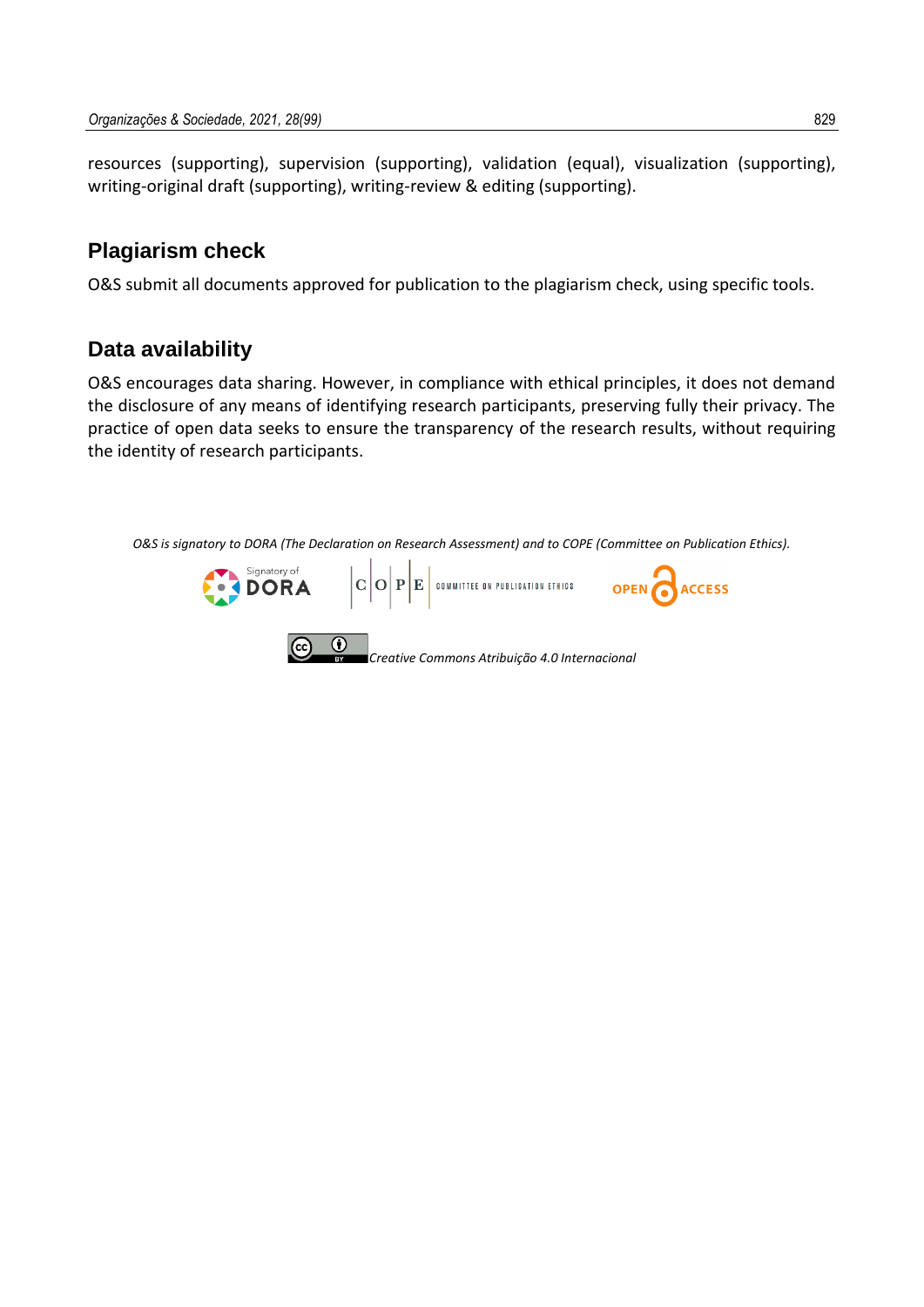resources (supporting), supervision (supporting), validation (equal), visualization (supporting), writing-original draft (supporting), writing-review & editing (supporting).

## Plagiarism check

O&S submit all documents approved for publication to the plagiarism check, using specific tools.

## Data availability

O&S encourages data sharing. However, in compliance with ethical principles, it does not demand the disclosure of any means of identifying research participants, preserving fully their privacy. The practice of open data seeks to ensure the transparency of the research results, without requiring the identity of research participants.

*O&S is signatory to DORA (The Declaration on Research Assessment) and to COPE (Committee on Publication Ethics).*

*Creative Commons Atribuição 4.0 Internacional*